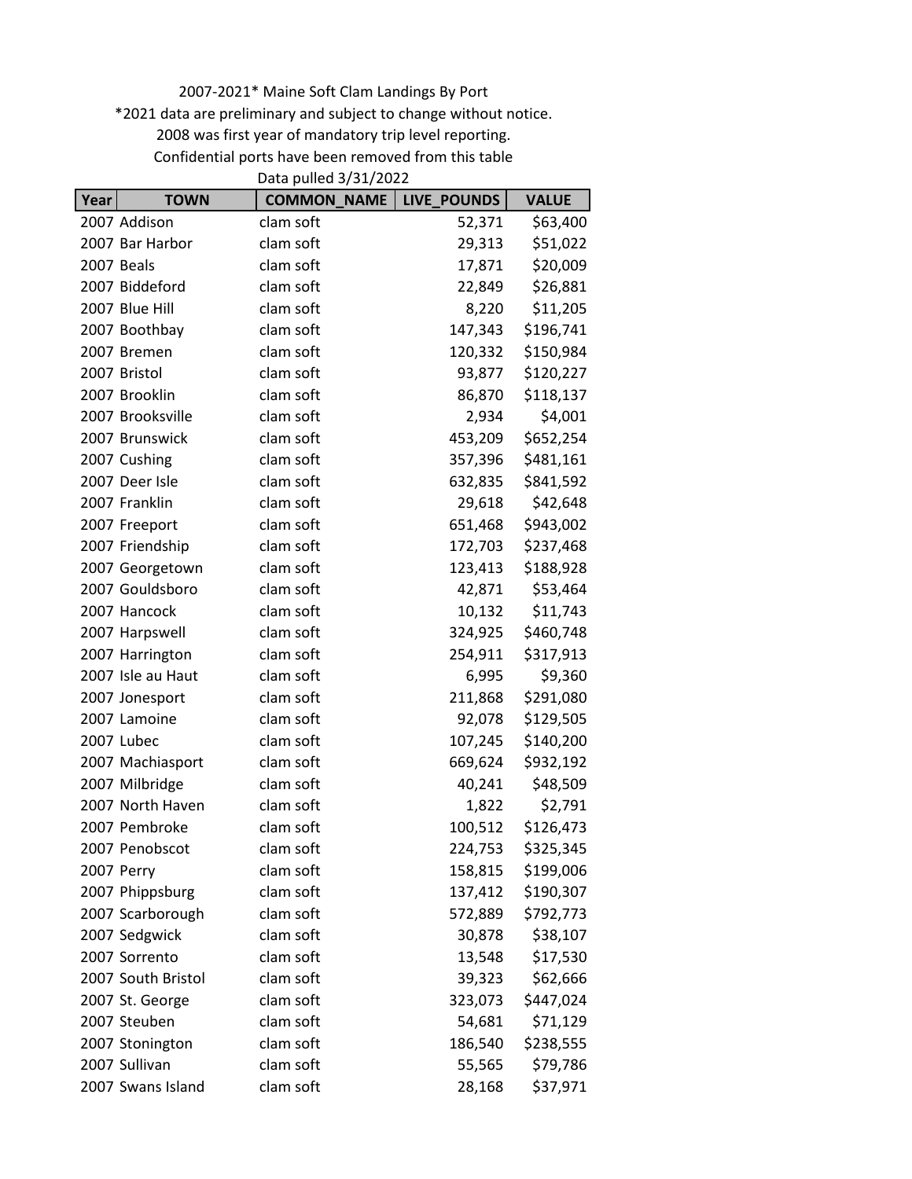2007-2021* Maine Soft Clam Landings By Port

*2021 data are preliminary and subject to change without notice.

2008 was first year of mandatory trip level reporting.

Confidential ports have been removed from this table

Data pulled 3/31/2022

| Year | TOWN | COMMON_NAME | LIVE_POUNDS | VALUE |
|---|---|---|---|---|
| 2007 | Addison | clam soft | 52,371 | $63,400 |
| 2007 | Bar Harbor | clam soft | 29,313 | $51,022 |
| 2007 | Beals | clam soft | 17,871 | $20,009 |
| 2007 | Biddeford | clam soft | 22,849 | $26,881 |
| 2007 | Blue Hill | clam soft | 8,220 | $11,205 |
| 2007 | Boothbay | clam soft | 147,343 | $196,741 |
| 2007 | Bremen | clam soft | 120,332 | $150,984 |
| 2007 | Bristol | clam soft | 93,877 | $120,227 |
| 2007 | Brooklin | clam soft | 86,870 | $118,137 |
| 2007 | Brooksville | clam soft | 2,934 | $4,001 |
| 2007 | Brunswick | clam soft | 453,209 | $652,254 |
| 2007 | Cushing | clam soft | 357,396 | $481,161 |
| 2007 | Deer Isle | clam soft | 632,835 | $841,592 |
| 2007 | Franklin | clam soft | 29,618 | $42,648 |
| 2007 | Freeport | clam soft | 651,468 | $943,002 |
| 2007 | Friendship | clam soft | 172,703 | $237,468 |
| 2007 | Georgetown | clam soft | 123,413 | $188,928 |
| 2007 | Gouldsboro | clam soft | 42,871 | $53,464 |
| 2007 | Hancock | clam soft | 10,132 | $11,743 |
| 2007 | Harpswell | clam soft | 324,925 | $460,748 |
| 2007 | Harrington | clam soft | 254,911 | $317,913 |
| 2007 | Isle au Haut | clam soft | 6,995 | $9,360 |
| 2007 | Jonesport | clam soft | 211,868 | $291,080 |
| 2007 | Lamoine | clam soft | 92,078 | $129,505 |
| 2007 | Lubec | clam soft | 107,245 | $140,200 |
| 2007 | Machiasport | clam soft | 669,624 | $932,192 |
| 2007 | Milbridge | clam soft | 40,241 | $48,509 |
| 2007 | North Haven | clam soft | 1,822 | $2,791 |
| 2007 | Pembroke | clam soft | 100,512 | $126,473 |
| 2007 | Penobscot | clam soft | 224,753 | $325,345 |
| 2007 | Perry | clam soft | 158,815 | $199,006 |
| 2007 | Phippsburg | clam soft | 137,412 | $190,307 |
| 2007 | Scarborough | clam soft | 572,889 | $792,773 |
| 2007 | Sedgwick | clam soft | 30,878 | $38,107 |
| 2007 | Sorrento | clam soft | 13,548 | $17,530 |
| 2007 | South Bristol | clam soft | 39,323 | $62,666 |
| 2007 | St. George | clam soft | 323,073 | $447,024 |
| 2007 | Steuben | clam soft | 54,681 | $71,129 |
| 2007 | Stonington | clam soft | 186,540 | $238,555 |
| 2007 | Sullivan | clam soft | 55,565 | $79,786 |
| 2007 | Swans Island | clam soft | 28,168 | $37,971 |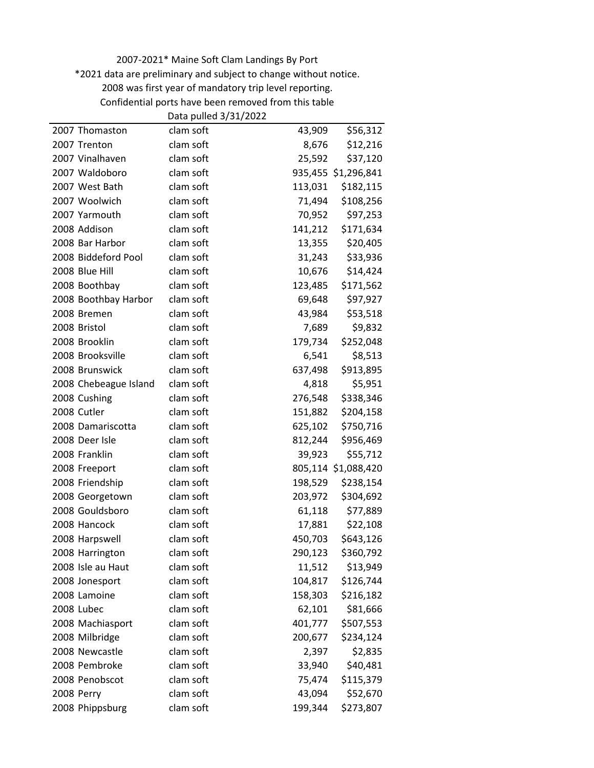2007-2021* Maine Soft Clam Landings By Port

*2021 data are preliminary and subject to change without notice.

2008 was first year of mandatory trip level reporting.

Confidential ports have been removed from this table

Data pulled 3/31/2022

| | | | | |
|---|---|---|---|---|
| 2007 | Thomaston | clam soft | 43,909 | $56,312 |
| 2007 | Trenton | clam soft | 8,676 | $12,216 |
| 2007 | Vinalhaven | clam soft | 25,592 | $37,120 |
| 2007 | Waldoboro | clam soft | 935,455 | $1,296,841 |
| 2007 | West Bath | clam soft | 113,031 | $182,115 |
| 2007 | Woolwich | clam soft | 71,494 | $108,256 |
| 2007 | Yarmouth | clam soft | 70,952 | $97,253 |
| 2008 | Addison | clam soft | 141,212 | $171,634 |
| 2008 | Bar Harbor | clam soft | 13,355 | $20,405 |
| 2008 | Biddeford Pool | clam soft | 31,243 | $33,936 |
| 2008 | Blue Hill | clam soft | 10,676 | $14,424 |
| 2008 | Boothbay | clam soft | 123,485 | $171,562 |
| 2008 | Boothbay Harbor | clam soft | 69,648 | $97,927 |
| 2008 | Bremen | clam soft | 43,984 | $53,518 |
| 2008 | Bristol | clam soft | 7,689 | $9,832 |
| 2008 | Brooklin | clam soft | 179,734 | $252,048 |
| 2008 | Brooksville | clam soft | 6,541 | $8,513 |
| 2008 | Brunswick | clam soft | 637,498 | $913,895 |
| 2008 | Chebeague Island | clam soft | 4,818 | $5,951 |
| 2008 | Cushing | clam soft | 276,548 | $338,346 |
| 2008 | Cutler | clam soft | 151,882 | $204,158 |
| 2008 | Damariscotta | clam soft | 625,102 | $750,716 |
| 2008 | Deer Isle | clam soft | 812,244 | $956,469 |
| 2008 | Franklin | clam soft | 39,923 | $55,712 |
| 2008 | Freeport | clam soft | 805,114 | $1,088,420 |
| 2008 | Friendship | clam soft | 198,529 | $238,154 |
| 2008 | Georgetown | clam soft | 203,972 | $304,692 |
| 2008 | Gouldsboro | clam soft | 61,118 | $77,889 |
| 2008 | Hancock | clam soft | 17,881 | $22,108 |
| 2008 | Harpswell | clam soft | 450,703 | $643,126 |
| 2008 | Harrington | clam soft | 290,123 | $360,792 |
| 2008 | Isle au Haut | clam soft | 11,512 | $13,949 |
| 2008 | Jonesport | clam soft | 104,817 | $126,744 |
| 2008 | Lamoine | clam soft | 158,303 | $216,182 |
| 2008 | Lubec | clam soft | 62,101 | $81,666 |
| 2008 | Machiasport | clam soft | 401,777 | $507,553 |
| 2008 | Milbridge | clam soft | 200,677 | $234,124 |
| 2008 | Newcastle | clam soft | 2,397 | $2,835 |
| 2008 | Pembroke | clam soft | 33,940 | $40,481 |
| 2008 | Penobscot | clam soft | 75,474 | $115,379 |
| 2008 | Perry | clam soft | 43,094 | $52,670 |
| 2008 | Phippsburg | clam soft | 199,344 | $273,807 |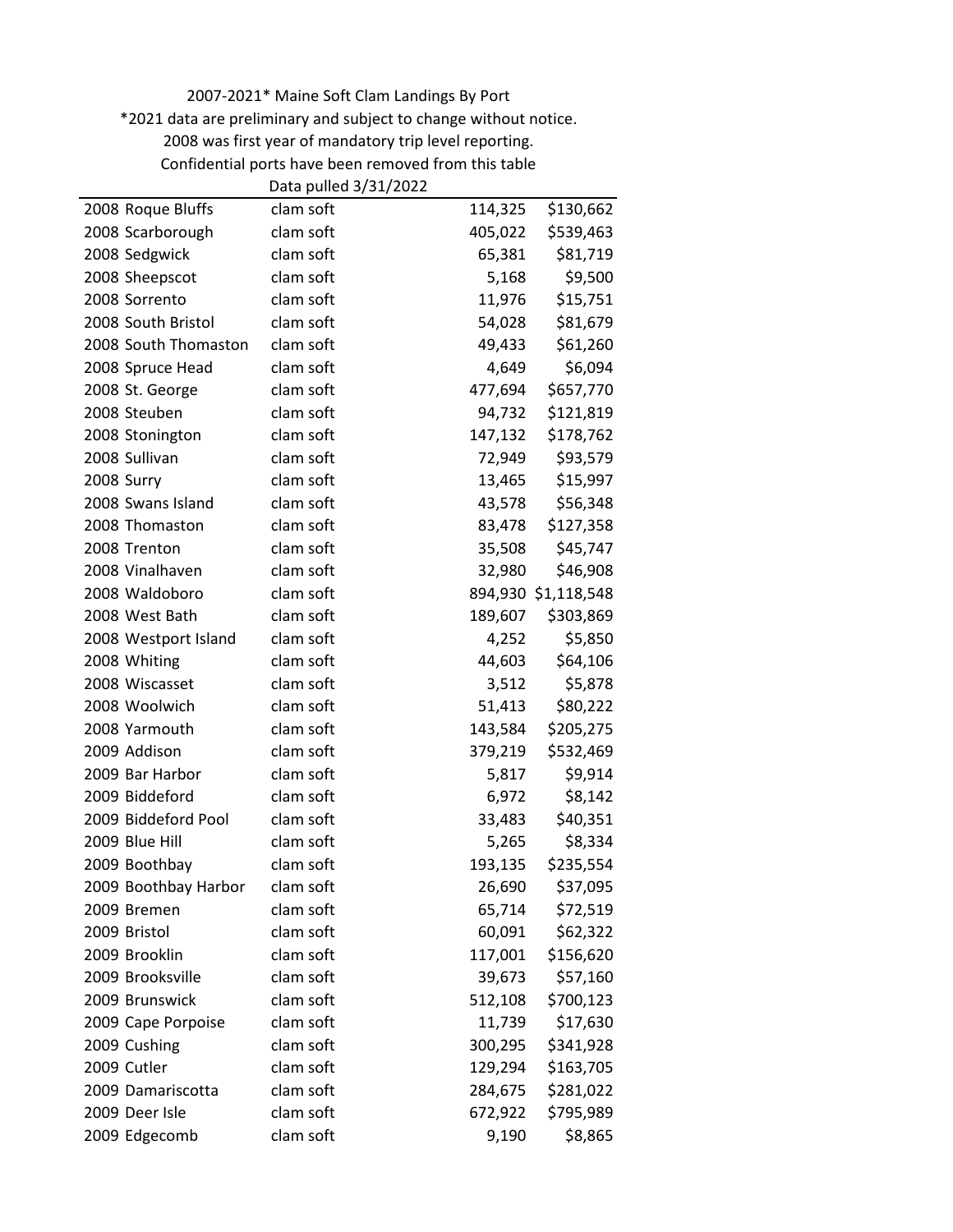2007-2021* Maine Soft Clam Landings By Port

*2021 data are preliminary and subject to change without notice.

2008 was first year of mandatory trip level reporting.

Confidential ports have been removed from this table

Data pulled 3/31/2022

| | | | | |
|---|---|---|---|---|
| 2008 | Roque Bluffs | clam soft | 114,325 | $130,662 |
| 2008 | Scarborough | clam soft | 405,022 | $539,463 |
| 2008 | Sedgwick | clam soft | 65,381 | $81,719 |
| 2008 | Sheepscot | clam soft | 5,168 | $9,500 |
| 2008 | Sorrento | clam soft | 11,976 | $15,751 |
| 2008 | South Bristol | clam soft | 54,028 | $81,679 |
| 2008 | South Thomaston | clam soft | 49,433 | $61,260 |
| 2008 | Spruce Head | clam soft | 4,649 | $6,094 |
| 2008 | St. George | clam soft | 477,694 | $657,770 |
| 2008 | Steuben | clam soft | 94,732 | $121,819 |
| 2008 | Stonington | clam soft | 147,132 | $178,762 |
| 2008 | Sullivan | clam soft | 72,949 | $93,579 |
| 2008 | Surry | clam soft | 13,465 | $15,997 |
| 2008 | Swans Island | clam soft | 43,578 | $56,348 |
| 2008 | Thomaston | clam soft | 83,478 | $127,358 |
| 2008 | Trenton | clam soft | 35,508 | $45,747 |
| 2008 | Vinalhaven | clam soft | 32,980 | $46,908 |
| 2008 | Waldoboro | clam soft | 894,930 | $1,118,548 |
| 2008 | West Bath | clam soft | 189,607 | $303,869 |
| 2008 | Westport Island | clam soft | 4,252 | $5,850 |
| 2008 | Whiting | clam soft | 44,603 | $64,106 |
| 2008 | Wiscasset | clam soft | 3,512 | $5,878 |
| 2008 | Woolwich | clam soft | 51,413 | $80,222 |
| 2008 | Yarmouth | clam soft | 143,584 | $205,275 |
| 2009 | Addison | clam soft | 379,219 | $532,469 |
| 2009 | Bar Harbor | clam soft | 5,817 | $9,914 |
| 2009 | Biddeford | clam soft | 6,972 | $8,142 |
| 2009 | Biddeford Pool | clam soft | 33,483 | $40,351 |
| 2009 | Blue Hill | clam soft | 5,265 | $8,334 |
| 2009 | Boothbay | clam soft | 193,135 | $235,554 |
| 2009 | Boothbay Harbor | clam soft | 26,690 | $37,095 |
| 2009 | Bremen | clam soft | 65,714 | $72,519 |
| 2009 | Bristol | clam soft | 60,091 | $62,322 |
| 2009 | Brooklin | clam soft | 117,001 | $156,620 |
| 2009 | Brooksville | clam soft | 39,673 | $57,160 |
| 2009 | Brunswick | clam soft | 512,108 | $700,123 |
| 2009 | Cape Porpoise | clam soft | 11,739 | $17,630 |
| 2009 | Cushing | clam soft | 300,295 | $341,928 |
| 2009 | Cutler | clam soft | 129,294 | $163,705 |
| 2009 | Damariscotta | clam soft | 284,675 | $281,022 |
| 2009 | Deer Isle | clam soft | 672,922 | $795,989 |
| 2009 | Edgecomb | clam soft | 9,190 | $8,865 |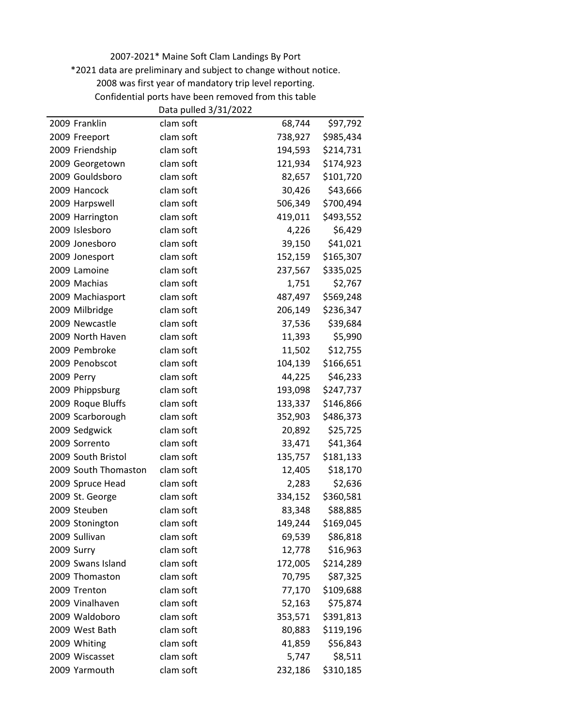2007-2021* Maine Soft Clam Landings By Port

*2021 data are preliminary and subject to change without notice.

2008 was first year of mandatory trip level reporting.

Confidential ports have been removed from this table

Data pulled 3/31/2022

| | | | | |
|---|---|---|---|---|
| 2009 | Franklin | clam soft | 68,744 | $97,792 |
| 2009 | Freeport | clam soft | 738,927 | $985,434 |
| 2009 | Friendship | clam soft | 194,593 | $214,731 |
| 2009 | Georgetown | clam soft | 121,934 | $174,923 |
| 2009 | Gouldsboro | clam soft | 82,657 | $101,720 |
| 2009 | Hancock | clam soft | 30,426 | $43,666 |
| 2009 | Harpswell | clam soft | 506,349 | $700,494 |
| 2009 | Harrington | clam soft | 419,011 | $493,552 |
| 2009 | Islesboro | clam soft | 4,226 | $6,429 |
| 2009 | Jonesboro | clam soft | 39,150 | $41,021 |
| 2009 | Jonesport | clam soft | 152,159 | $165,307 |
| 2009 | Lamoine | clam soft | 237,567 | $335,025 |
| 2009 | Machias | clam soft | 1,751 | $2,767 |
| 2009 | Machiasport | clam soft | 487,497 | $569,248 |
| 2009 | Milbridge | clam soft | 206,149 | $236,347 |
| 2009 | Newcastle | clam soft | 37,536 | $39,684 |
| 2009 | North Haven | clam soft | 11,393 | $5,990 |
| 2009 | Pembroke | clam soft | 11,502 | $12,755 |
| 2009 | Penobscot | clam soft | 104,139 | $166,651 |
| 2009 | Perry | clam soft | 44,225 | $46,233 |
| 2009 | Phippsburg | clam soft | 193,098 | $247,737 |
| 2009 | Roque Bluffs | clam soft | 133,337 | $146,866 |
| 2009 | Scarborough | clam soft | 352,903 | $486,373 |
| 2009 | Sedgwick | clam soft | 20,892 | $25,725 |
| 2009 | Sorrento | clam soft | 33,471 | $41,364 |
| 2009 | South Bristol | clam soft | 135,757 | $181,133 |
| 2009 | South Thomaston | clam soft | 12,405 | $18,170 |
| 2009 | Spruce Head | clam soft | 2,283 | $2,636 |
| 2009 | St. George | clam soft | 334,152 | $360,581 |
| 2009 | Steuben | clam soft | 83,348 | $88,885 |
| 2009 | Stonington | clam soft | 149,244 | $169,045 |
| 2009 | Sullivan | clam soft | 69,539 | $86,818 |
| 2009 | Surry | clam soft | 12,778 | $16,963 |
| 2009 | Swans Island | clam soft | 172,005 | $214,289 |
| 2009 | Thomaston | clam soft | 70,795 | $87,325 |
| 2009 | Trenton | clam soft | 77,170 | $109,688 |
| 2009 | Vinalhaven | clam soft | 52,163 | $75,874 |
| 2009 | Waldoboro | clam soft | 353,571 | $391,813 |
| 2009 | West Bath | clam soft | 80,883 | $119,196 |
| 2009 | Whiting | clam soft | 41,859 | $56,843 |
| 2009 | Wiscasset | clam soft | 5,747 | $8,511 |
| 2009 | Yarmouth | clam soft | 232,186 | $310,185 |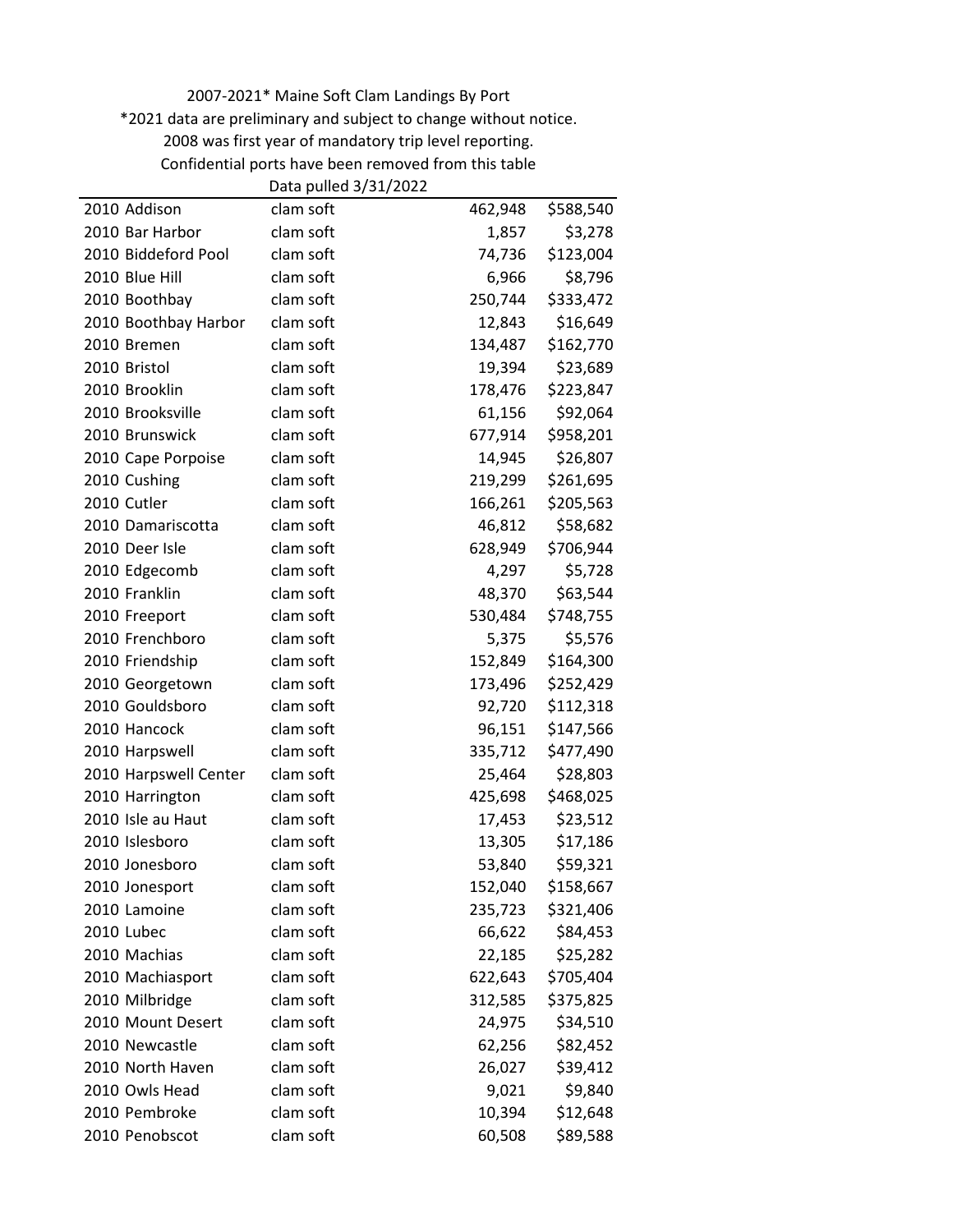2007-2021* Maine Soft Clam Landings By Port

*2021 data are preliminary and subject to change without notice.

2008 was first year of mandatory trip level reporting.

Confidential ports have been removed from this table

Data pulled 3/31/2022

| | | | | |
|---|---|---|---|---|
| 2010 | Addison | clam soft | 462,948 | $588,540 |
| 2010 | Bar Harbor | clam soft | 1,857 | $3,278 |
| 2010 | Biddeford Pool | clam soft | 74,736 | $123,004 |
| 2010 | Blue Hill | clam soft | 6,966 | $8,796 |
| 2010 | Boothbay | clam soft | 250,744 | $333,472 |
| 2010 | Boothbay Harbor | clam soft | 12,843 | $16,649 |
| 2010 | Bremen | clam soft | 134,487 | $162,770 |
| 2010 | Bristol | clam soft | 19,394 | $23,689 |
| 2010 | Brooklin | clam soft | 178,476 | $223,847 |
| 2010 | Brooksville | clam soft | 61,156 | $92,064 |
| 2010 | Brunswick | clam soft | 677,914 | $958,201 |
| 2010 | Cape Porpoise | clam soft | 14,945 | $26,807 |
| 2010 | Cushing | clam soft | 219,299 | $261,695 |
| 2010 | Cutler | clam soft | 166,261 | $205,563 |
| 2010 | Damariscotta | clam soft | 46,812 | $58,682 |
| 2010 | Deer Isle | clam soft | 628,949 | $706,944 |
| 2010 | Edgecomb | clam soft | 4,297 | $5,728 |
| 2010 | Franklin | clam soft | 48,370 | $63,544 |
| 2010 | Freeport | clam soft | 530,484 | $748,755 |
| 2010 | Frenchboro | clam soft | 5,375 | $5,576 |
| 2010 | Friendship | clam soft | 152,849 | $164,300 |
| 2010 | Georgetown | clam soft | 173,496 | $252,429 |
| 2010 | Gouldsboro | clam soft | 92,720 | $112,318 |
| 2010 | Hancock | clam soft | 96,151 | $147,566 |
| 2010 | Harpswell | clam soft | 335,712 | $477,490 |
| 2010 | Harpswell Center | clam soft | 25,464 | $28,803 |
| 2010 | Harrington | clam soft | 425,698 | $468,025 |
| 2010 | Isle au Haut | clam soft | 17,453 | $23,512 |
| 2010 | Islesboro | clam soft | 13,305 | $17,186 |
| 2010 | Jonesboro | clam soft | 53,840 | $59,321 |
| 2010 | Jonesport | clam soft | 152,040 | $158,667 |
| 2010 | Lamoine | clam soft | 235,723 | $321,406 |
| 2010 | Lubec | clam soft | 66,622 | $84,453 |
| 2010 | Machias | clam soft | 22,185 | $25,282 |
| 2010 | Machiasport | clam soft | 622,643 | $705,404 |
| 2010 | Milbridge | clam soft | 312,585 | $375,825 |
| 2010 | Mount Desert | clam soft | 24,975 | $34,510 |
| 2010 | Newcastle | clam soft | 62,256 | $82,452 |
| 2010 | North Haven | clam soft | 26,027 | $39,412 |
| 2010 | Owls Head | clam soft | 9,021 | $9,840 |
| 2010 | Pembroke | clam soft | 10,394 | $12,648 |
| 2010 | Penobscot | clam soft | 60,508 | $89,588 |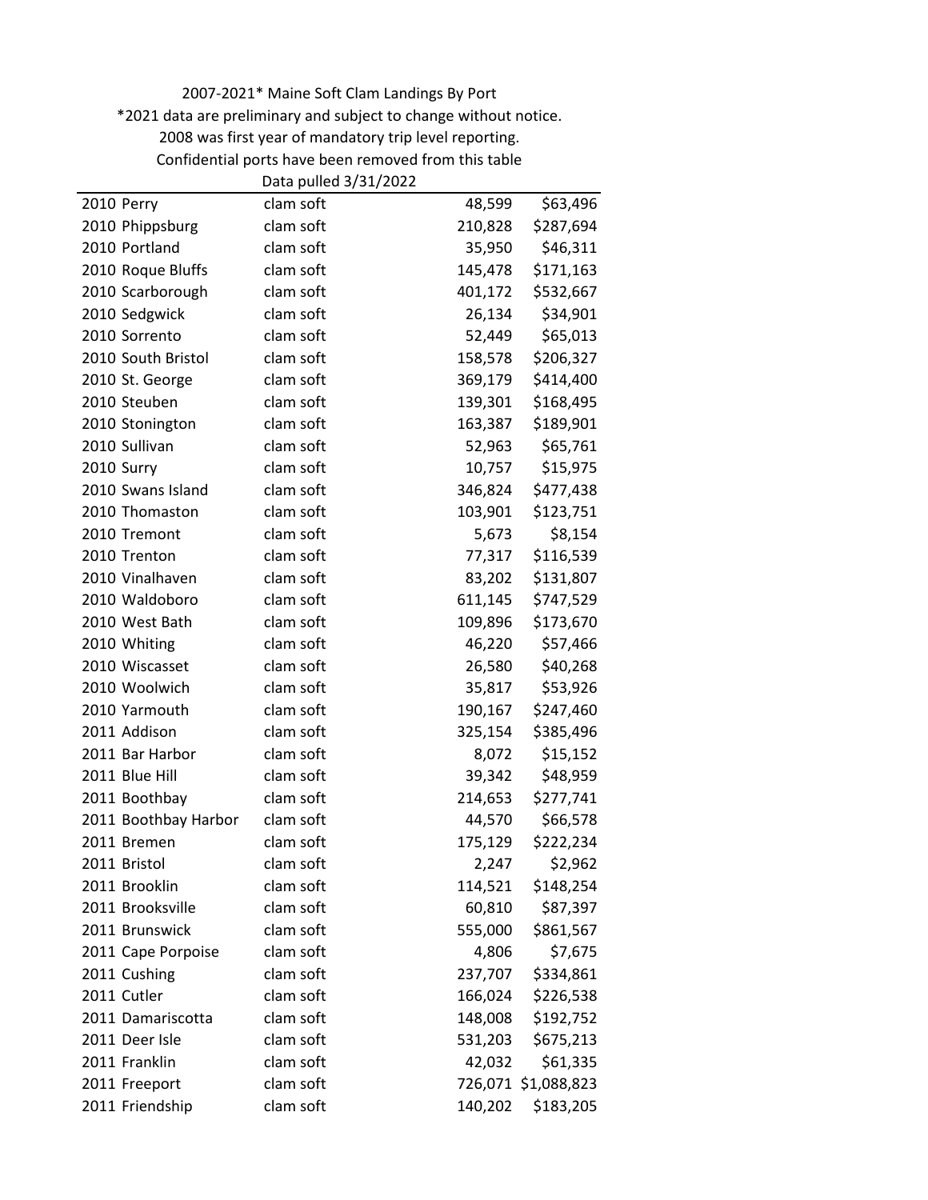2007-2021* Maine Soft Clam Landings By Port

*2021 data are preliminary and subject to change without notice.

2008 was first year of mandatory trip level reporting.

Confidential ports have been removed from this table

Data pulled 3/31/2022

| | | | | |
|---|---|---|---|---|
| 2010 | Perry | clam soft | 48,599 | $63,496 |
| 2010 | Phippsburg | clam soft | 210,828 | $287,694 |
| 2010 | Portland | clam soft | 35,950 | $46,311 |
| 2010 | Roque Bluffs | clam soft | 145,478 | $171,163 |
| 2010 | Scarborough | clam soft | 401,172 | $532,667 |
| 2010 | Sedgwick | clam soft | 26,134 | $34,901 |
| 2010 | Sorrento | clam soft | 52,449 | $65,013 |
| 2010 | South Bristol | clam soft | 158,578 | $206,327 |
| 2010 | St. George | clam soft | 369,179 | $414,400 |
| 2010 | Steuben | clam soft | 139,301 | $168,495 |
| 2010 | Stonington | clam soft | 163,387 | $189,901 |
| 2010 | Sullivan | clam soft | 52,963 | $65,761 |
| 2010 | Surry | clam soft | 10,757 | $15,975 |
| 2010 | Swans Island | clam soft | 346,824 | $477,438 |
| 2010 | Thomaston | clam soft | 103,901 | $123,751 |
| 2010 | Tremont | clam soft | 5,673 | $8,154 |
| 2010 | Trenton | clam soft | 77,317 | $116,539 |
| 2010 | Vinalhaven | clam soft | 83,202 | $131,807 |
| 2010 | Waldoboro | clam soft | 611,145 | $747,529 |
| 2010 | West Bath | clam soft | 109,896 | $173,670 |
| 2010 | Whiting | clam soft | 46,220 | $57,466 |
| 2010 | Wiscasset | clam soft | 26,580 | $40,268 |
| 2010 | Woolwich | clam soft | 35,817 | $53,926 |
| 2010 | Yarmouth | clam soft | 190,167 | $247,460 |
| 2011 | Addison | clam soft | 325,154 | $385,496 |
| 2011 | Bar Harbor | clam soft | 8,072 | $15,152 |
| 2011 | Blue Hill | clam soft | 39,342 | $48,959 |
| 2011 | Boothbay | clam soft | 214,653 | $277,741 |
| 2011 | Boothbay Harbor | clam soft | 44,570 | $66,578 |
| 2011 | Bremen | clam soft | 175,129 | $222,234 |
| 2011 | Bristol | clam soft | 2,247 | $2,962 |
| 2011 | Brooklin | clam soft | 114,521 | $148,254 |
| 2011 | Brooksville | clam soft | 60,810 | $87,397 |
| 2011 | Brunswick | clam soft | 555,000 | $861,567 |
| 2011 | Cape Porpoise | clam soft | 4,806 | $7,675 |
| 2011 | Cushing | clam soft | 237,707 | $334,861 |
| 2011 | Cutler | clam soft | 166,024 | $226,538 |
| 2011 | Damariscotta | clam soft | 148,008 | $192,752 |
| 2011 | Deer Isle | clam soft | 531,203 | $675,213 |
| 2011 | Franklin | clam soft | 42,032 | $61,335 |
| 2011 | Freeport | clam soft | 726,071 | $1,088,823 |
| 2011 | Friendship | clam soft | 140,202 | $183,205 |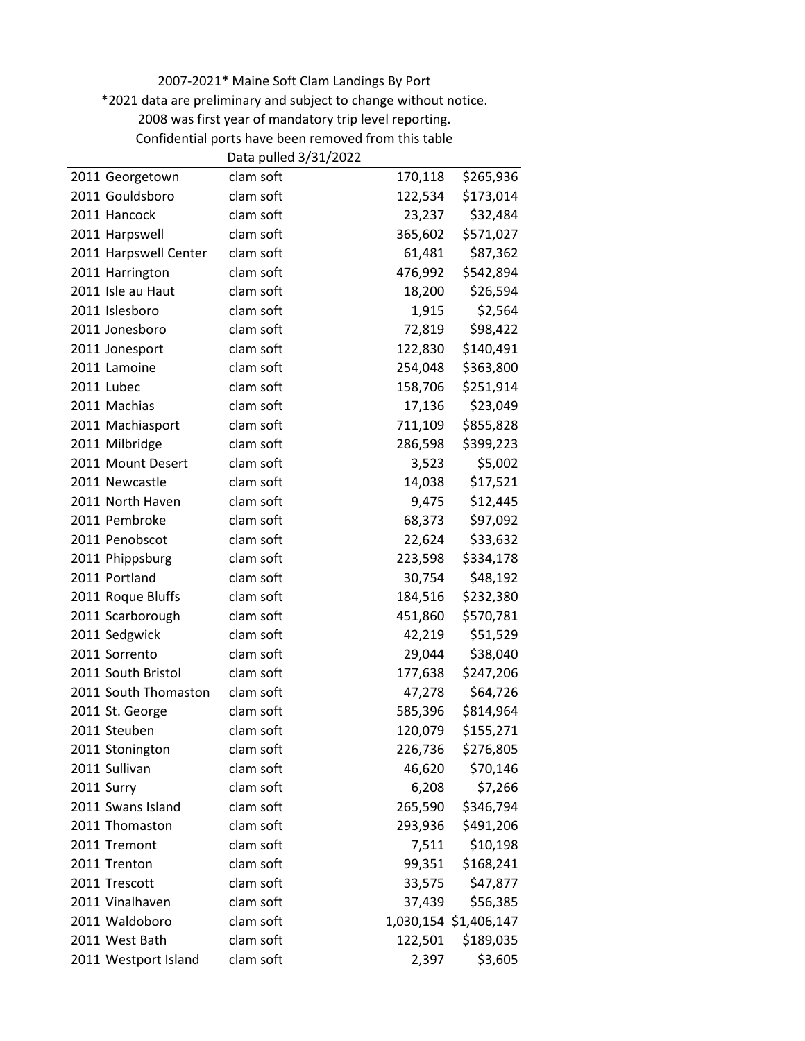2007-2021* Maine Soft Clam Landings By Port

*2021 data are preliminary and subject to change without notice.

2008 was first year of mandatory trip level reporting.

Confidential ports have been removed from this table

Data pulled 3/31/2022

| | | | | |
|---|---|---|---|---|
| 2011 | Georgetown | clam soft | 170,118 | $265,936 |
| 2011 | Gouldsboro | clam soft | 122,534 | $173,014 |
| 2011 | Hancock | clam soft | 23,237 | $32,484 |
| 2011 | Harpswell | clam soft | 365,602 | $571,027 |
| 2011 | Harpswell Center | clam soft | 61,481 | $87,362 |
| 2011 | Harrington | clam soft | 476,992 | $542,894 |
| 2011 | Isle au Haut | clam soft | 18,200 | $26,594 |
| 2011 | Islesboro | clam soft | 1,915 | $2,564 |
| 2011 | Jonesboro | clam soft | 72,819 | $98,422 |
| 2011 | Jonesport | clam soft | 122,830 | $140,491 |
| 2011 | Lamoine | clam soft | 254,048 | $363,800 |
| 2011 | Lubec | clam soft | 158,706 | $251,914 |
| 2011 | Machias | clam soft | 17,136 | $23,049 |
| 2011 | Machiasport | clam soft | 711,109 | $855,828 |
| 2011 | Milbridge | clam soft | 286,598 | $399,223 |
| 2011 | Mount Desert | clam soft | 3,523 | $5,002 |
| 2011 | Newcastle | clam soft | 14,038 | $17,521 |
| 2011 | North Haven | clam soft | 9,475 | $12,445 |
| 2011 | Pembroke | clam soft | 68,373 | $97,092 |
| 2011 | Penobscot | clam soft | 22,624 | $33,632 |
| 2011 | Phippsburg | clam soft | 223,598 | $334,178 |
| 2011 | Portland | clam soft | 30,754 | $48,192 |
| 2011 | Roque Bluffs | clam soft | 184,516 | $232,380 |
| 2011 | Scarborough | clam soft | 451,860 | $570,781 |
| 2011 | Sedgwick | clam soft | 42,219 | $51,529 |
| 2011 | Sorrento | clam soft | 29,044 | $38,040 |
| 2011 | South Bristol | clam soft | 177,638 | $247,206 |
| 2011 | South Thomaston | clam soft | 47,278 | $64,726 |
| 2011 | St. George | clam soft | 585,396 | $814,964 |
| 2011 | Steuben | clam soft | 120,079 | $155,271 |
| 2011 | Stonington | clam soft | 226,736 | $276,805 |
| 2011 | Sullivan | clam soft | 46,620 | $70,146 |
| 2011 | Surry | clam soft | 6,208 | $7,266 |
| 2011 | Swans Island | clam soft | 265,590 | $346,794 |
| 2011 | Thomaston | clam soft | 293,936 | $491,206 |
| 2011 | Tremont | clam soft | 7,511 | $10,198 |
| 2011 | Trenton | clam soft | 99,351 | $168,241 |
| 2011 | Trescott | clam soft | 33,575 | $47,877 |
| 2011 | Vinalhaven | clam soft | 37,439 | $56,385 |
| 2011 | Waldoboro | clam soft | 1,030,154 | $1,406,147 |
| 2011 | West Bath | clam soft | 122,501 | $189,035 |
| 2011 | Westport Island | clam soft | 2,397 | $3,605 |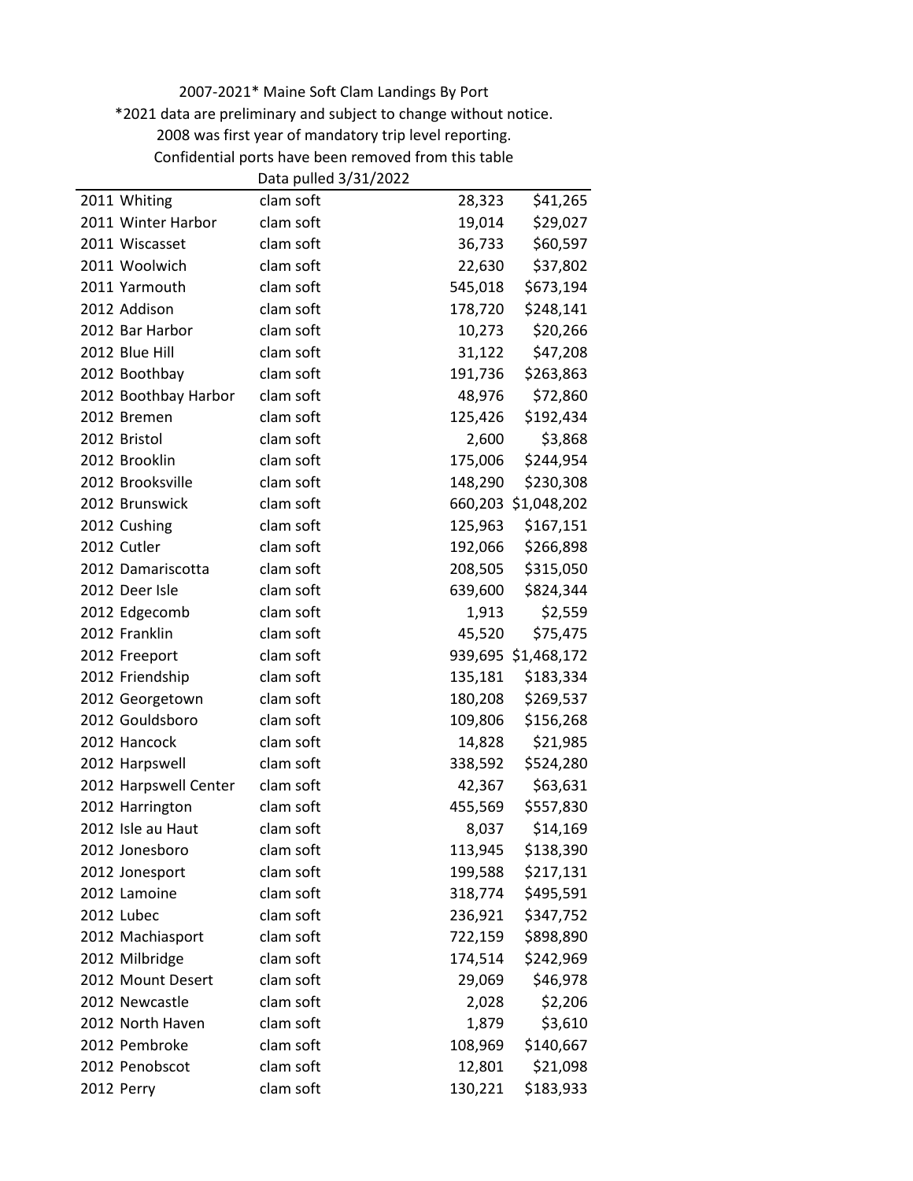2007-2021* Maine Soft Clam Landings By Port

*2021 data are preliminary and subject to change without notice.

2008 was first year of mandatory trip level reporting.

Confidential ports have been removed from this table

Data pulled 3/31/2022

| | | | | |
|---|---|---|---|---|
| 2011 | Whiting | clam soft | 28,323 | $41,265 |
| 2011 | Winter Harbor | clam soft | 19,014 | $29,027 |
| 2011 | Wiscasset | clam soft | 36,733 | $60,597 |
| 2011 | Woolwich | clam soft | 22,630 | $37,802 |
| 2011 | Yarmouth | clam soft | 545,018 | $673,194 |
| 2012 | Addison | clam soft | 178,720 | $248,141 |
| 2012 | Bar Harbor | clam soft | 10,273 | $20,266 |
| 2012 | Blue Hill | clam soft | 31,122 | $47,208 |
| 2012 | Boothbay | clam soft | 191,736 | $263,863 |
| 2012 | Boothbay Harbor | clam soft | 48,976 | $72,860 |
| 2012 | Bremen | clam soft | 125,426 | $192,434 |
| 2012 | Bristol | clam soft | 2,600 | $3,868 |
| 2012 | Brooklin | clam soft | 175,006 | $244,954 |
| 2012 | Brooksville | clam soft | 148,290 | $230,308 |
| 2012 | Brunswick | clam soft | 660,203 | $1,048,202 |
| 2012 | Cushing | clam soft | 125,963 | $167,151 |
| 2012 | Cutler | clam soft | 192,066 | $266,898 |
| 2012 | Damariscotta | clam soft | 208,505 | $315,050 |
| 2012 | Deer Isle | clam soft | 639,600 | $824,344 |
| 2012 | Edgecomb | clam soft | 1,913 | $2,559 |
| 2012 | Franklin | clam soft | 45,520 | $75,475 |
| 2012 | Freeport | clam soft | 939,695 | $1,468,172 |
| 2012 | Friendship | clam soft | 135,181 | $183,334 |
| 2012 | Georgetown | clam soft | 180,208 | $269,537 |
| 2012 | Gouldsboro | clam soft | 109,806 | $156,268 |
| 2012 | Hancock | clam soft | 14,828 | $21,985 |
| 2012 | Harpswell | clam soft | 338,592 | $524,280 |
| 2012 | Harpswell Center | clam soft | 42,367 | $63,631 |
| 2012 | Harrington | clam soft | 455,569 | $557,830 |
| 2012 | Isle au Haut | clam soft | 8,037 | $14,169 |
| 2012 | Jonesboro | clam soft | 113,945 | $138,390 |
| 2012 | Jonesport | clam soft | 199,588 | $217,131 |
| 2012 | Lamoine | clam soft | 318,774 | $495,591 |
| 2012 | Lubec | clam soft | 236,921 | $347,752 |
| 2012 | Machiasport | clam soft | 722,159 | $898,890 |
| 2012 | Milbridge | clam soft | 174,514 | $242,969 |
| 2012 | Mount Desert | clam soft | 29,069 | $46,978 |
| 2012 | Newcastle | clam soft | 2,028 | $2,206 |
| 2012 | North Haven | clam soft | 1,879 | $3,610 |
| 2012 | Pembroke | clam soft | 108,969 | $140,667 |
| 2012 | Penobscot | clam soft | 12,801 | $21,098 |
| 2012 | Perry | clam soft | 130,221 | $183,933 |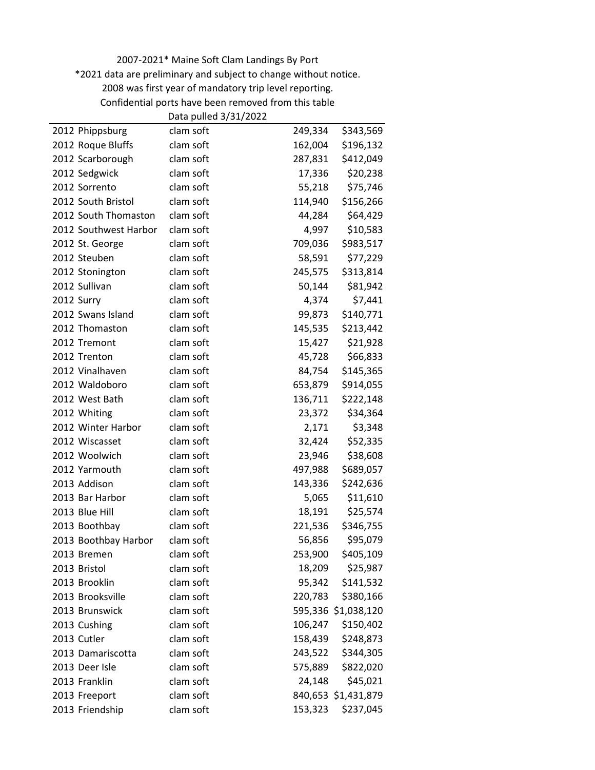2007-2021* Maine Soft Clam Landings By Port

*2021 data are preliminary and subject to change without notice.

2008 was first year of mandatory trip level reporting.

Confidential ports have been removed from this table

Data pulled 3/31/2022

| | | | | |
|---|---|---|---|---|
| 2012 | Phippsburg | clam soft | 249,334 | $343,569 |
| 2012 | Roque Bluffs | clam soft | 162,004 | $196,132 |
| 2012 | Scarborough | clam soft | 287,831 | $412,049 |
| 2012 | Sedgwick | clam soft | 17,336 | $20,238 |
| 2012 | Sorrento | clam soft | 55,218 | $75,746 |
| 2012 | South Bristol | clam soft | 114,940 | $156,266 |
| 2012 | South Thomaston | clam soft | 44,284 | $64,429 |
| 2012 | Southwest Harbor | clam soft | 4,997 | $10,583 |
| 2012 | St. George | clam soft | 709,036 | $983,517 |
| 2012 | Steuben | clam soft | 58,591 | $77,229 |
| 2012 | Stonington | clam soft | 245,575 | $313,814 |
| 2012 | Sullivan | clam soft | 50,144 | $81,942 |
| 2012 | Surry | clam soft | 4,374 | $7,441 |
| 2012 | Swans Island | clam soft | 99,873 | $140,771 |
| 2012 | Thomaston | clam soft | 145,535 | $213,442 |
| 2012 | Tremont | clam soft | 15,427 | $21,928 |
| 2012 | Trenton | clam soft | 45,728 | $66,833 |
| 2012 | Vinalhaven | clam soft | 84,754 | $145,365 |
| 2012 | Waldoboro | clam soft | 653,879 | $914,055 |
| 2012 | West Bath | clam soft | 136,711 | $222,148 |
| 2012 | Whiting | clam soft | 23,372 | $34,364 |
| 2012 | Winter Harbor | clam soft | 2,171 | $3,348 |
| 2012 | Wiscasset | clam soft | 32,424 | $52,335 |
| 2012 | Woolwich | clam soft | 23,946 | $38,608 |
| 2012 | Yarmouth | clam soft | 497,988 | $689,057 |
| 2013 | Addison | clam soft | 143,336 | $242,636 |
| 2013 | Bar Harbor | clam soft | 5,065 | $11,610 |
| 2013 | Blue Hill | clam soft | 18,191 | $25,574 |
| 2013 | Boothbay | clam soft | 221,536 | $346,755 |
| 2013 | Boothbay Harbor | clam soft | 56,856 | $95,079 |
| 2013 | Bremen | clam soft | 253,900 | $405,109 |
| 2013 | Bristol | clam soft | 18,209 | $25,987 |
| 2013 | Brooklin | clam soft | 95,342 | $141,532 |
| 2013 | Brooksville | clam soft | 220,783 | $380,166 |
| 2013 | Brunswick | clam soft | 595,336 | $1,038,120 |
| 2013 | Cushing | clam soft | 106,247 | $150,402 |
| 2013 | Cutler | clam soft | 158,439 | $248,873 |
| 2013 | Damariscotta | clam soft | 243,522 | $344,305 |
| 2013 | Deer Isle | clam soft | 575,889 | $822,020 |
| 2013 | Franklin | clam soft | 24,148 | $45,021 |
| 2013 | Freeport | clam soft | 840,653 | $1,431,879 |
| 2013 | Friendship | clam soft | 153,323 | $237,045 |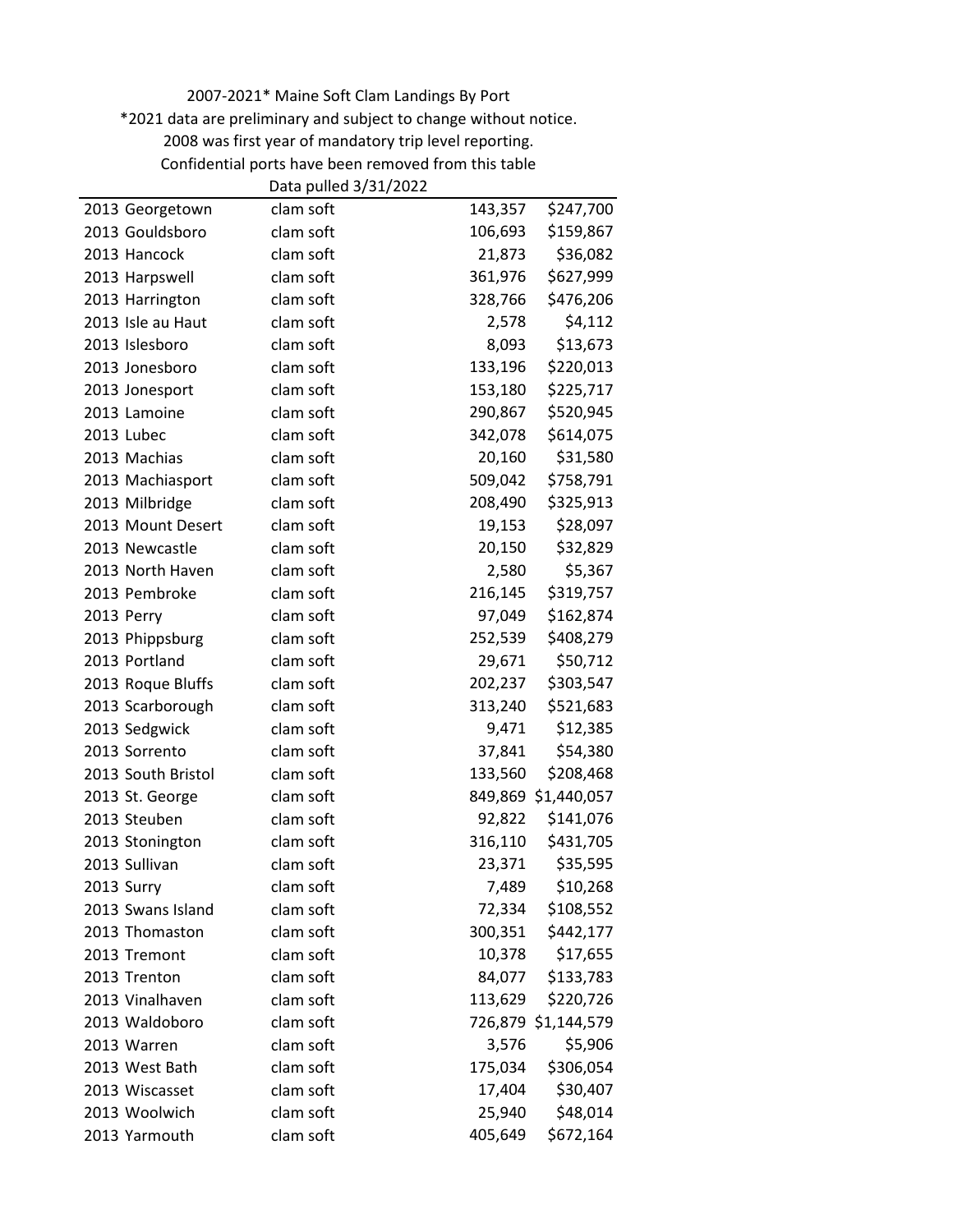2007-2021* Maine Soft Clam Landings By Port

*2021 data are preliminary and subject to change without notice.

2008 was first year of mandatory trip level reporting.

Confidential ports have been removed from this table

Data pulled 3/31/2022

| | | | | |
|---|---|---|---|---|
| 2013 | Georgetown | clam soft | 143,357 | $247,700 |
| 2013 | Gouldsboro | clam soft | 106,693 | $159,867 |
| 2013 | Hancock | clam soft | 21,873 | $36,082 |
| 2013 | Harpswell | clam soft | 361,976 | $627,999 |
| 2013 | Harrington | clam soft | 328,766 | $476,206 |
| 2013 | Isle au Haut | clam soft | 2,578 | $4,112 |
| 2013 | Islesboro | clam soft | 8,093 | $13,673 |
| 2013 | Jonesboro | clam soft | 133,196 | $220,013 |
| 2013 | Jonesport | clam soft | 153,180 | $225,717 |
| 2013 | Lamoine | clam soft | 290,867 | $520,945 |
| 2013 | Lubec | clam soft | 342,078 | $614,075 |
| 2013 | Machias | clam soft | 20,160 | $31,580 |
| 2013 | Machiasport | clam soft | 509,042 | $758,791 |
| 2013 | Milbridge | clam soft | 208,490 | $325,913 |
| 2013 | Mount Desert | clam soft | 19,153 | $28,097 |
| 2013 | Newcastle | clam soft | 20,150 | $32,829 |
| 2013 | North Haven | clam soft | 2,580 | $5,367 |
| 2013 | Pembroke | clam soft | 216,145 | $319,757 |
| 2013 | Perry | clam soft | 97,049 | $162,874 |
| 2013 | Phippsburg | clam soft | 252,539 | $408,279 |
| 2013 | Portland | clam soft | 29,671 | $50,712 |
| 2013 | Roque Bluffs | clam soft | 202,237 | $303,547 |
| 2013 | Scarborough | clam soft | 313,240 | $521,683 |
| 2013 | Sedgwick | clam soft | 9,471 | $12,385 |
| 2013 | Sorrento | clam soft | 37,841 | $54,380 |
| 2013 | South Bristol | clam soft | 133,560 | $208,468 |
| 2013 | St. George | clam soft | 849,869 | $1,440,057 |
| 2013 | Steuben | clam soft | 92,822 | $141,076 |
| 2013 | Stonington | clam soft | 316,110 | $431,705 |
| 2013 | Sullivan | clam soft | 23,371 | $35,595 |
| 2013 | Surry | clam soft | 7,489 | $10,268 |
| 2013 | Swans Island | clam soft | 72,334 | $108,552 |
| 2013 | Thomaston | clam soft | 300,351 | $442,177 |
| 2013 | Tremont | clam soft | 10,378 | $17,655 |
| 2013 | Trenton | clam soft | 84,077 | $133,783 |
| 2013 | Vinalhaven | clam soft | 113,629 | $220,726 |
| 2013 | Waldoboro | clam soft | 726,879 | $1,144,579 |
| 2013 | Warren | clam soft | 3,576 | $5,906 |
| 2013 | West Bath | clam soft | 175,034 | $306,054 |
| 2013 | Wiscasset | clam soft | 17,404 | $30,407 |
| 2013 | Woolwich | clam soft | 25,940 | $48,014 |
| 2013 | Yarmouth | clam soft | 405,649 | $672,164 |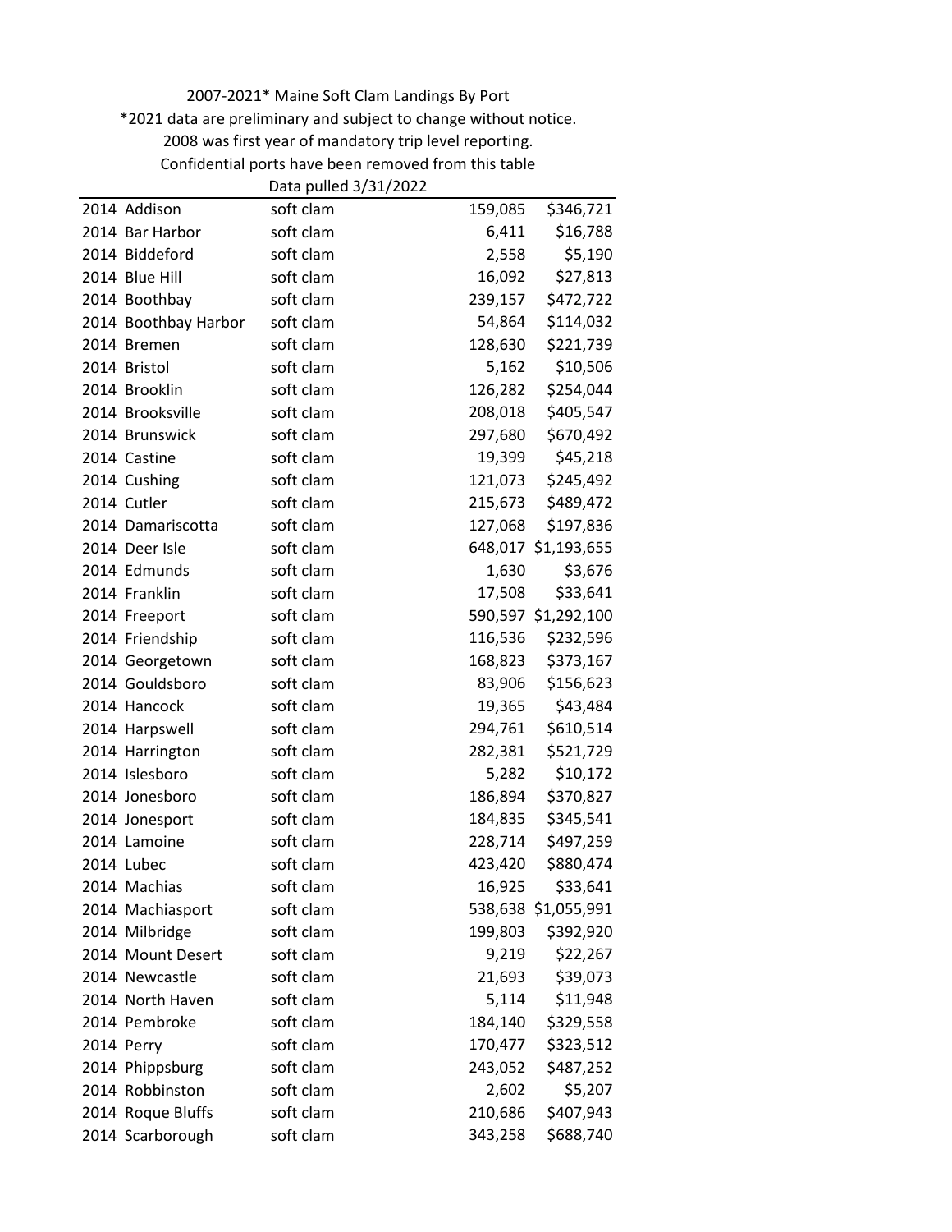2007-2021* Maine Soft Clam Landings By Port

*2021 data are preliminary and subject to change without notice.

2008 was first year of mandatory trip level reporting.

Confidential ports have been removed from this table

Data pulled 3/31/2022

| | | | | |
|---|---|---|---|---|
| 2014 | Addison | soft clam | 159,085 | $346,721 |
| 2014 | Bar Harbor | soft clam | 6,411 | $16,788 |
| 2014 | Biddeford | soft clam | 2,558 | $5,190 |
| 2014 | Blue Hill | soft clam | 16,092 | $27,813 |
| 2014 | Boothbay | soft clam | 239,157 | $472,722 |
| 2014 | Boothbay Harbor | soft clam | 54,864 | $114,032 |
| 2014 | Bremen | soft clam | 128,630 | $221,739 |
| 2014 | Bristol | soft clam | 5,162 | $10,506 |
| 2014 | Brooklin | soft clam | 126,282 | $254,044 |
| 2014 | Brooksville | soft clam | 208,018 | $405,547 |
| 2014 | Brunswick | soft clam | 297,680 | $670,492 |
| 2014 | Castine | soft clam | 19,399 | $45,218 |
| 2014 | Cushing | soft clam | 121,073 | $245,492 |
| 2014 | Cutler | soft clam | 215,673 | $489,472 |
| 2014 | Damariscotta | soft clam | 127,068 | $197,836 |
| 2014 | Deer Isle | soft clam | 648,017 | $1,193,655 |
| 2014 | Edmunds | soft clam | 1,630 | $3,676 |
| 2014 | Franklin | soft clam | 17,508 | $33,641 |
| 2014 | Freeport | soft clam | 590,597 | $1,292,100 |
| 2014 | Friendship | soft clam | 116,536 | $232,596 |
| 2014 | Georgetown | soft clam | 168,823 | $373,167 |
| 2014 | Gouldsboro | soft clam | 83,906 | $156,623 |
| 2014 | Hancock | soft clam | 19,365 | $43,484 |
| 2014 | Harpswell | soft clam | 294,761 | $610,514 |
| 2014 | Harrington | soft clam | 282,381 | $521,729 |
| 2014 | Islesboro | soft clam | 5,282 | $10,172 |
| 2014 | Jonesboro | soft clam | 186,894 | $370,827 |
| 2014 | Jonesport | soft clam | 184,835 | $345,541 |
| 2014 | Lamoine | soft clam | 228,714 | $497,259 |
| 2014 | Lubec | soft clam | 423,420 | $880,474 |
| 2014 | Machias | soft clam | 16,925 | $33,641 |
| 2014 | Machiasport | soft clam | 538,638 | $1,055,991 |
| 2014 | Milbridge | soft clam | 199,803 | $392,920 |
| 2014 | Mount Desert | soft clam | 9,219 | $22,267 |
| 2014 | Newcastle | soft clam | 21,693 | $39,073 |
| 2014 | North Haven | soft clam | 5,114 | $11,948 |
| 2014 | Pembroke | soft clam | 184,140 | $329,558 |
| 2014 | Perry | soft clam | 170,477 | $323,512 |
| 2014 | Phippsburg | soft clam | 243,052 | $487,252 |
| 2014 | Robbinston | soft clam | 2,602 | $5,207 |
| 2014 | Roque Bluffs | soft clam | 210,686 | $407,943 |
| 2014 | Scarborough | soft clam | 343,258 | $688,740 |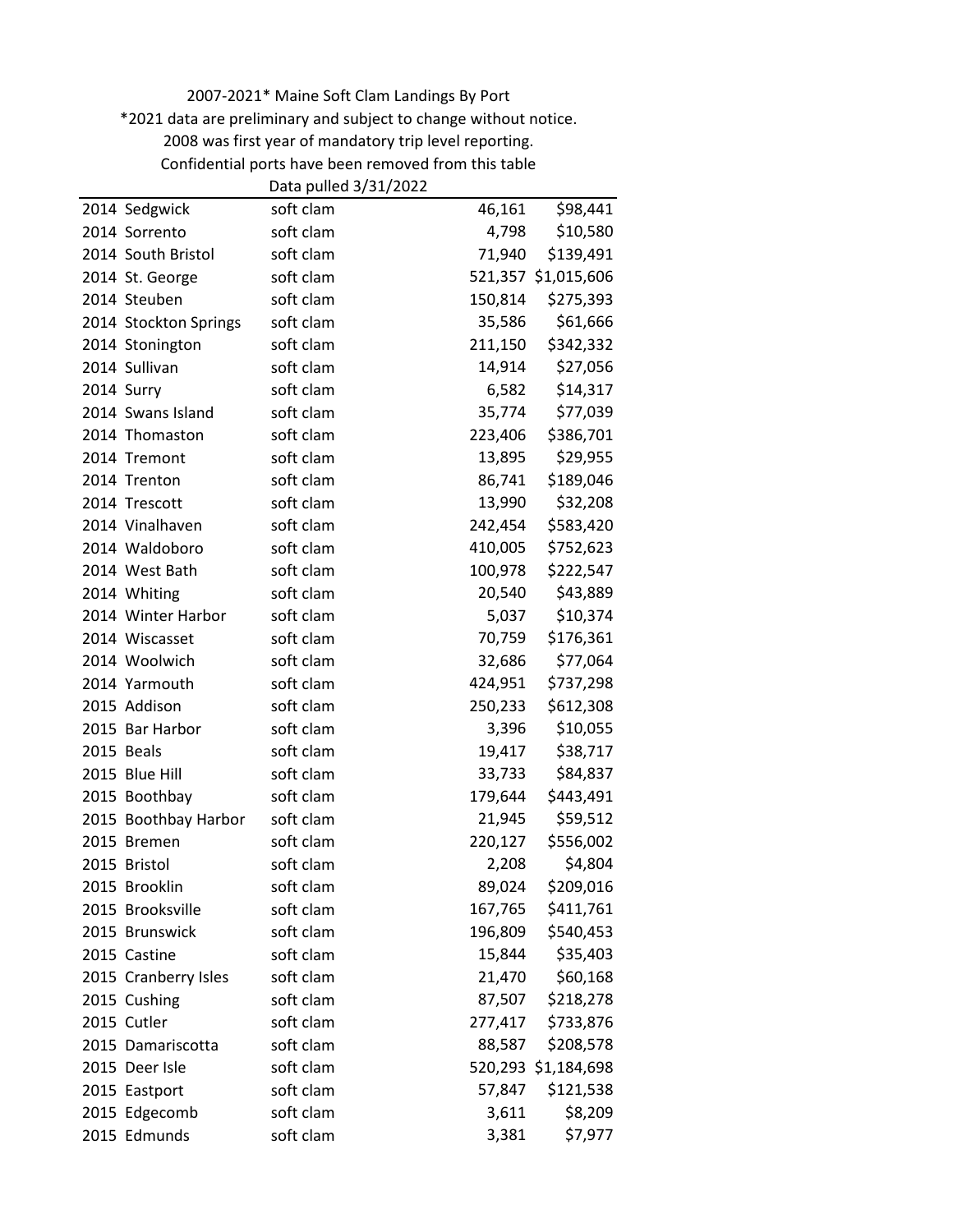2007-2021* Maine Soft Clam Landings By Port

*2021 data are preliminary and subject to change without notice.

2008 was first year of mandatory trip level reporting.

Confidential ports have been removed from this table

Data pulled 3/31/2022

| | | | | |
|---|---|---|---|---|
| 2014 | Sedgwick | soft clam | 46,161 | $98,441 |
| 2014 | Sorrento | soft clam | 4,798 | $10,580 |
| 2014 | South Bristol | soft clam | 71,940 | $139,491 |
| 2014 | St. George | soft clam | 521,357 | $1,015,606 |
| 2014 | Steuben | soft clam | 150,814 | $275,393 |
| 2014 | Stockton Springs | soft clam | 35,586 | $61,666 |
| 2014 | Stonington | soft clam | 211,150 | $342,332 |
| 2014 | Sullivan | soft clam | 14,914 | $27,056 |
| 2014 | Surry | soft clam | 6,582 | $14,317 |
| 2014 | Swans Island | soft clam | 35,774 | $77,039 |
| 2014 | Thomaston | soft clam | 223,406 | $386,701 |
| 2014 | Tremont | soft clam | 13,895 | $29,955 |
| 2014 | Trenton | soft clam | 86,741 | $189,046 |
| 2014 | Trescott | soft clam | 13,990 | $32,208 |
| 2014 | Vinalhaven | soft clam | 242,454 | $583,420 |
| 2014 | Waldoboro | soft clam | 410,005 | $752,623 |
| 2014 | West Bath | soft clam | 100,978 | $222,547 |
| 2014 | Whiting | soft clam | 20,540 | $43,889 |
| 2014 | Winter Harbor | soft clam | 5,037 | $10,374 |
| 2014 | Wiscasset | soft clam | 70,759 | $176,361 |
| 2014 | Woolwich | soft clam | 32,686 | $77,064 |
| 2014 | Yarmouth | soft clam | 424,951 | $737,298 |
| 2015 | Addison | soft clam | 250,233 | $612,308 |
| 2015 | Bar Harbor | soft clam | 3,396 | $10,055 |
| 2015 | Beals | soft clam | 19,417 | $38,717 |
| 2015 | Blue Hill | soft clam | 33,733 | $84,837 |
| 2015 | Boothbay | soft clam | 179,644 | $443,491 |
| 2015 | Boothbay Harbor | soft clam | 21,945 | $59,512 |
| 2015 | Bremen | soft clam | 220,127 | $556,002 |
| 2015 | Bristol | soft clam | 2,208 | $4,804 |
| 2015 | Brooklin | soft clam | 89,024 | $209,016 |
| 2015 | Brooksville | soft clam | 167,765 | $411,761 |
| 2015 | Brunswick | soft clam | 196,809 | $540,453 |
| 2015 | Castine | soft clam | 15,844 | $35,403 |
| 2015 | Cranberry Isles | soft clam | 21,470 | $60,168 |
| 2015 | Cushing | soft clam | 87,507 | $218,278 |
| 2015 | Cutler | soft clam | 277,417 | $733,876 |
| 2015 | Damariscotta | soft clam | 88,587 | $208,578 |
| 2015 | Deer Isle | soft clam | 520,293 | $1,184,698 |
| 2015 | Eastport | soft clam | 57,847 | $121,538 |
| 2015 | Edgecomb | soft clam | 3,611 | $8,209 |
| 2015 | Edmunds | soft clam | 3,381 | $7,977 |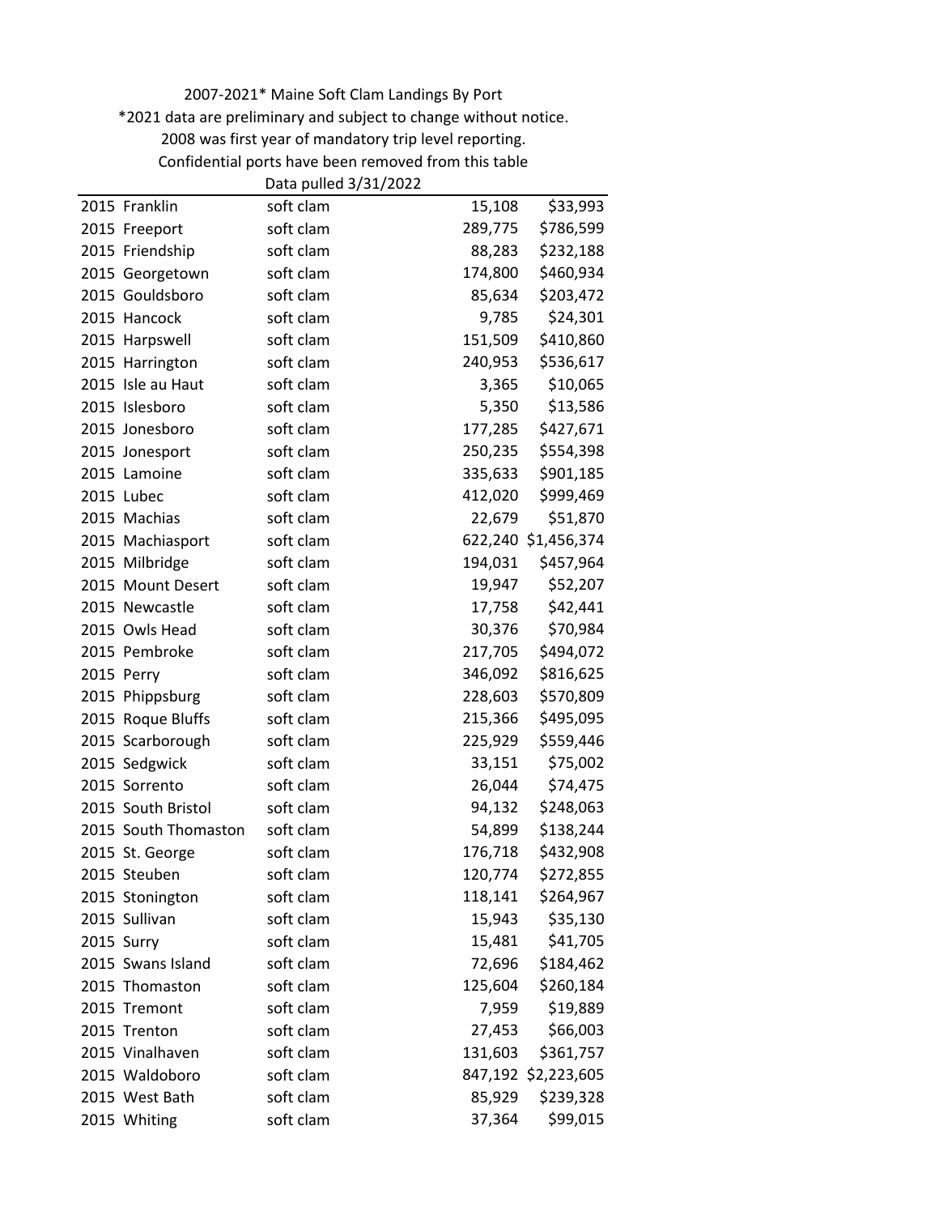2007-2021* Maine Soft Clam Landings By Port

*2021 data are preliminary and subject to change without notice.

2008 was first year of mandatory trip level reporting.

Confidential ports have been removed from this table

Data pulled 3/31/2022

| | | | | |
|---|---|---|---|---|
| 2015 | Franklin | soft clam | 15,108 | $33,993 |
| 2015 | Freeport | soft clam | 289,775 | $786,599 |
| 2015 | Friendship | soft clam | 88,283 | $232,188 |
| 2015 | Georgetown | soft clam | 174,800 | $460,934 |
| 2015 | Gouldsboro | soft clam | 85,634 | $203,472 |
| 2015 | Hancock | soft clam | 9,785 | $24,301 |
| 2015 | Harpswell | soft clam | 151,509 | $410,860 |
| 2015 | Harrington | soft clam | 240,953 | $536,617 |
| 2015 | Isle au Haut | soft clam | 3,365 | $10,065 |
| 2015 | Islesboro | soft clam | 5,350 | $13,586 |
| 2015 | Jonesboro | soft clam | 177,285 | $427,671 |
| 2015 | Jonesport | soft clam | 250,235 | $554,398 |
| 2015 | Lamoine | soft clam | 335,633 | $901,185 |
| 2015 | Lubec | soft clam | 412,020 | $999,469 |
| 2015 | Machias | soft clam | 22,679 | $51,870 |
| 2015 | Machiasport | soft clam | 622,240 | $1,456,374 |
| 2015 | Milbridge | soft clam | 194,031 | $457,964 |
| 2015 | Mount Desert | soft clam | 19,947 | $52,207 |
| 2015 | Newcastle | soft clam | 17,758 | $42,441 |
| 2015 | Owls Head | soft clam | 30,376 | $70,984 |
| 2015 | Pembroke | soft clam | 217,705 | $494,072 |
| 2015 | Perry | soft clam | 346,092 | $816,625 |
| 2015 | Phippsburg | soft clam | 228,603 | $570,809 |
| 2015 | Roque Bluffs | soft clam | 215,366 | $495,095 |
| 2015 | Scarborough | soft clam | 225,929 | $559,446 |
| 2015 | Sedgwick | soft clam | 33,151 | $75,002 |
| 2015 | Sorrento | soft clam | 26,044 | $74,475 |
| 2015 | South Bristol | soft clam | 94,132 | $248,063 |
| 2015 | South Thomaston | soft clam | 54,899 | $138,244 |
| 2015 | St. George | soft clam | 176,718 | $432,908 |
| 2015 | Steuben | soft clam | 120,774 | $272,855 |
| 2015 | Stonington | soft clam | 118,141 | $264,967 |
| 2015 | Sullivan | soft clam | 15,943 | $35,130 |
| 2015 | Surry | soft clam | 15,481 | $41,705 |
| 2015 | Swans Island | soft clam | 72,696 | $184,462 |
| 2015 | Thomaston | soft clam | 125,604 | $260,184 |
| 2015 | Tremont | soft clam | 7,959 | $19,889 |
| 2015 | Trenton | soft clam | 27,453 | $66,003 |
| 2015 | Vinalhaven | soft clam | 131,603 | $361,757 |
| 2015 | Waldoboro | soft clam | 847,192 | $2,223,605 |
| 2015 | West Bath | soft clam | 85,929 | $239,328 |
| 2015 | Whiting | soft clam | 37,364 | $99,015 |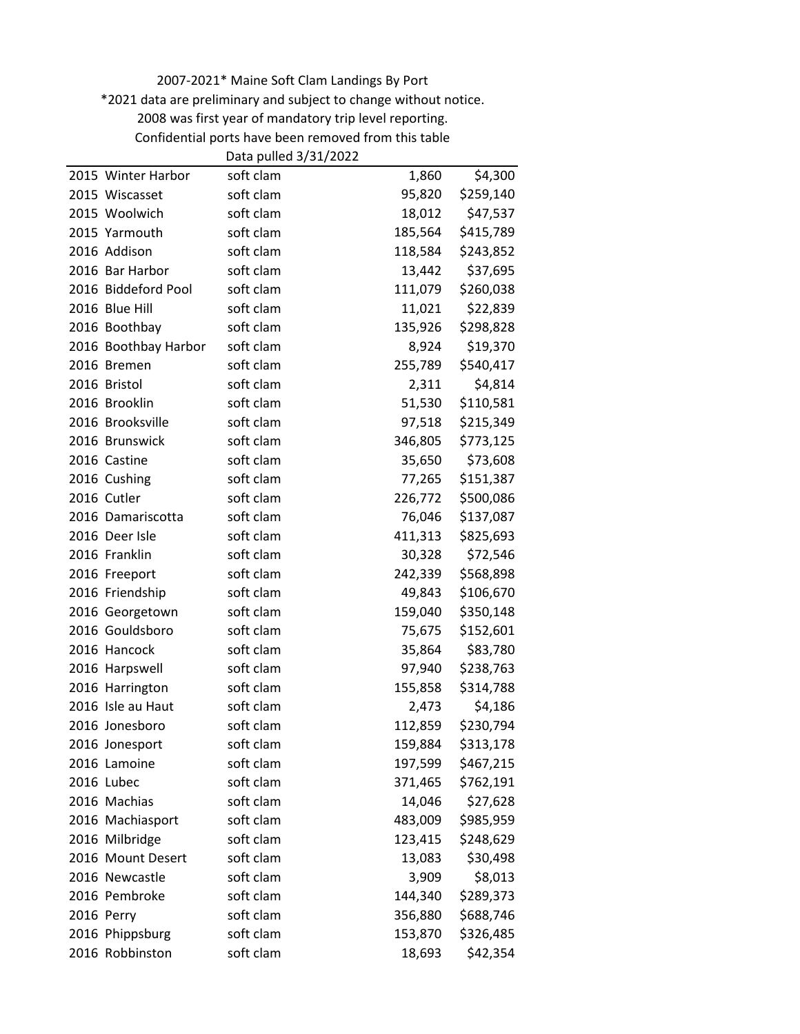2007-2021* Maine Soft Clam Landings By Port

*2021 data are preliminary and subject to change without notice.

2008 was first year of mandatory trip level reporting.

Confidential ports have been removed from this table

Data pulled 3/31/2022

| | | | | |
|---|---|---|---|---|
| 2015 | Winter Harbor | soft clam | 1,860 | $4,300 |
| 2015 | Wiscasset | soft clam | 95,820 | $259,140 |
| 2015 | Woolwich | soft clam | 18,012 | $47,537 |
| 2015 | Yarmouth | soft clam | 185,564 | $415,789 |
| 2016 | Addison | soft clam | 118,584 | $243,852 |
| 2016 | Bar Harbor | soft clam | 13,442 | $37,695 |
| 2016 | Biddeford Pool | soft clam | 111,079 | $260,038 |
| 2016 | Blue Hill | soft clam | 11,021 | $22,839 |
| 2016 | Boothbay | soft clam | 135,926 | $298,828 |
| 2016 | Boothbay Harbor | soft clam | 8,924 | $19,370 |
| 2016 | Bremen | soft clam | 255,789 | $540,417 |
| 2016 | Bristol | soft clam | 2,311 | $4,814 |
| 2016 | Brooklin | soft clam | 51,530 | $110,581 |
| 2016 | Brooksville | soft clam | 97,518 | $215,349 |
| 2016 | Brunswick | soft clam | 346,805 | $773,125 |
| 2016 | Castine | soft clam | 35,650 | $73,608 |
| 2016 | Cushing | soft clam | 77,265 | $151,387 |
| 2016 | Cutler | soft clam | 226,772 | $500,086 |
| 2016 | Damariscotta | soft clam | 76,046 | $137,087 |
| 2016 | Deer Isle | soft clam | 411,313 | $825,693 |
| 2016 | Franklin | soft clam | 30,328 | $72,546 |
| 2016 | Freeport | soft clam | 242,339 | $568,898 |
| 2016 | Friendship | soft clam | 49,843 | $106,670 |
| 2016 | Georgetown | soft clam | 159,040 | $350,148 |
| 2016 | Gouldsboro | soft clam | 75,675 | $152,601 |
| 2016 | Hancock | soft clam | 35,864 | $83,780 |
| 2016 | Harpswell | soft clam | 97,940 | $238,763 |
| 2016 | Harrington | soft clam | 155,858 | $314,788 |
| 2016 | Isle au Haut | soft clam | 2,473 | $4,186 |
| 2016 | Jonesboro | soft clam | 112,859 | $230,794 |
| 2016 | Jonesport | soft clam | 159,884 | $313,178 |
| 2016 | Lamoine | soft clam | 197,599 | $467,215 |
| 2016 | Lubec | soft clam | 371,465 | $762,191 |
| 2016 | Machias | soft clam | 14,046 | $27,628 |
| 2016 | Machiasport | soft clam | 483,009 | $985,959 |
| 2016 | Milbridge | soft clam | 123,415 | $248,629 |
| 2016 | Mount Desert | soft clam | 13,083 | $30,498 |
| 2016 | Newcastle | soft clam | 3,909 | $8,013 |
| 2016 | Pembroke | soft clam | 144,340 | $289,373 |
| 2016 | Perry | soft clam | 356,880 | $688,746 |
| 2016 | Phippsburg | soft clam | 153,870 | $326,485 |
| 2016 | Robbinston | soft clam | 18,693 | $42,354 |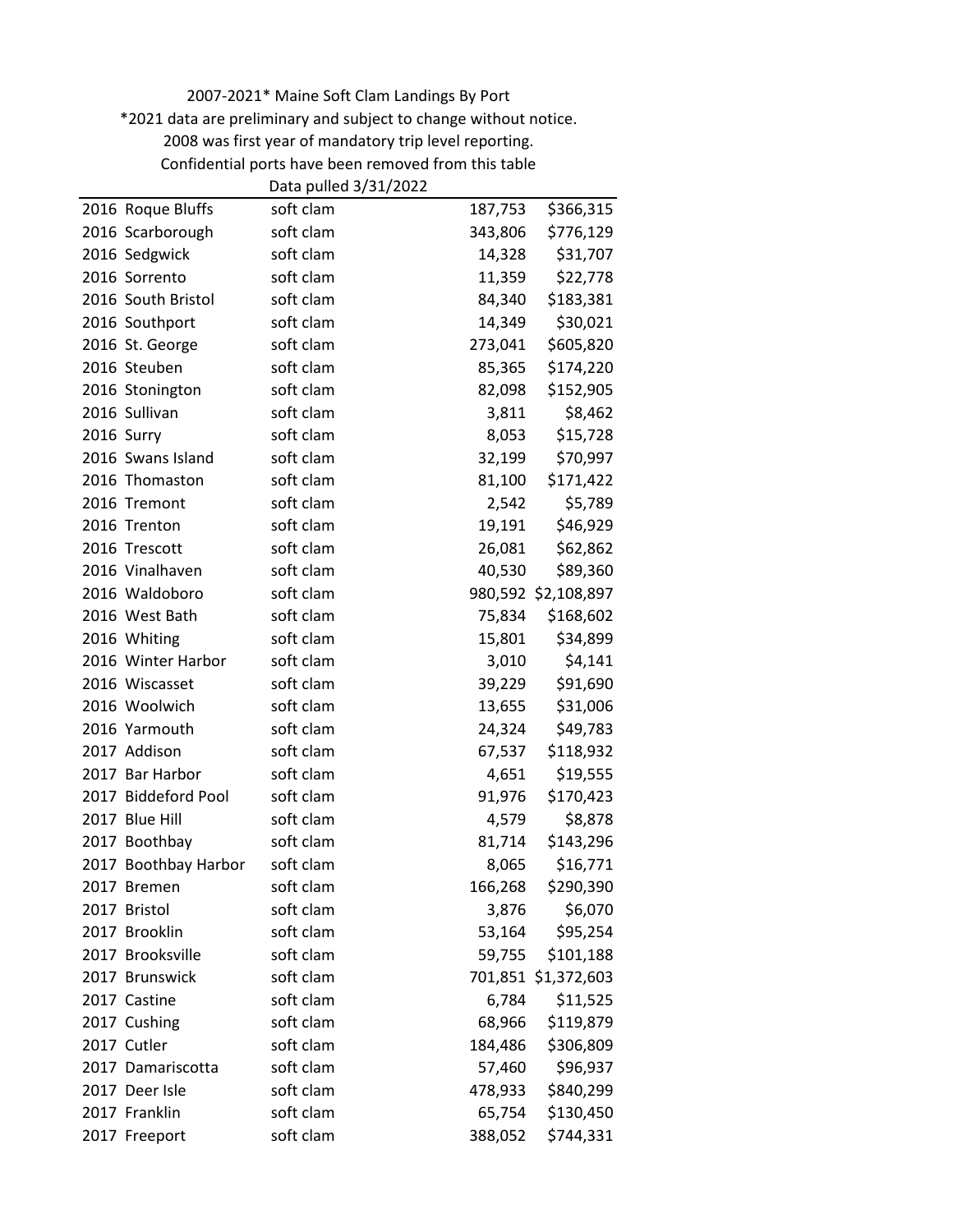2007-2021* Maine Soft Clam Landings By Port

*2021 data are preliminary and subject to change without notice.

2008 was first year of mandatory trip level reporting.

Confidential ports have been removed from this table

Data pulled 3/31/2022

| | | | | |
|---|---|---|---|---|
| 2016 | Roque Bluffs | soft clam | 187,753 | $366,315 |
| 2016 | Scarborough | soft clam | 343,806 | $776,129 |
| 2016 | Sedgwick | soft clam | 14,328 | $31,707 |
| 2016 | Sorrento | soft clam | 11,359 | $22,778 |
| 2016 | South Bristol | soft clam | 84,340 | $183,381 |
| 2016 | Southport | soft clam | 14,349 | $30,021 |
| 2016 | St. George | soft clam | 273,041 | $605,820 |
| 2016 | Steuben | soft clam | 85,365 | $174,220 |
| 2016 | Stonington | soft clam | 82,098 | $152,905 |
| 2016 | Sullivan | soft clam | 3,811 | $8,462 |
| 2016 | Surry | soft clam | 8,053 | $15,728 |
| 2016 | Swans Island | soft clam | 32,199 | $70,997 |
| 2016 | Thomaston | soft clam | 81,100 | $171,422 |
| 2016 | Tremont | soft clam | 2,542 | $5,789 |
| 2016 | Trenton | soft clam | 19,191 | $46,929 |
| 2016 | Trescott | soft clam | 26,081 | $62,862 |
| 2016 | Vinalhaven | soft clam | 40,530 | $89,360 |
| 2016 | Waldoboro | soft clam | 980,592 | $2,108,897 |
| 2016 | West Bath | soft clam | 75,834 | $168,602 |
| 2016 | Whiting | soft clam | 15,801 | $34,899 |
| 2016 | Winter Harbor | soft clam | 3,010 | $4,141 |
| 2016 | Wiscasset | soft clam | 39,229 | $91,690 |
| 2016 | Woolwich | soft clam | 13,655 | $31,006 |
| 2016 | Yarmouth | soft clam | 24,324 | $49,783 |
| 2017 | Addison | soft clam | 67,537 | $118,932 |
| 2017 | Bar Harbor | soft clam | 4,651 | $19,555 |
| 2017 | Biddeford Pool | soft clam | 91,976 | $170,423 |
| 2017 | Blue Hill | soft clam | 4,579 | $8,878 |
| 2017 | Boothbay | soft clam | 81,714 | $143,296 |
| 2017 | Boothbay Harbor | soft clam | 8,065 | $16,771 |
| 2017 | Bremen | soft clam | 166,268 | $290,390 |
| 2017 | Bristol | soft clam | 3,876 | $6,070 |
| 2017 | Brooklin | soft clam | 53,164 | $95,254 |
| 2017 | Brooksville | soft clam | 59,755 | $101,188 |
| 2017 | Brunswick | soft clam | 701,851 | $1,372,603 |
| 2017 | Castine | soft clam | 6,784 | $11,525 |
| 2017 | Cushing | soft clam | 68,966 | $119,879 |
| 2017 | Cutler | soft clam | 184,486 | $306,809 |
| 2017 | Damariscotta | soft clam | 57,460 | $96,937 |
| 2017 | Deer Isle | soft clam | 478,933 | $840,299 |
| 2017 | Franklin | soft clam | 65,754 | $130,450 |
| 2017 | Freeport | soft clam | 388,052 | $744,331 |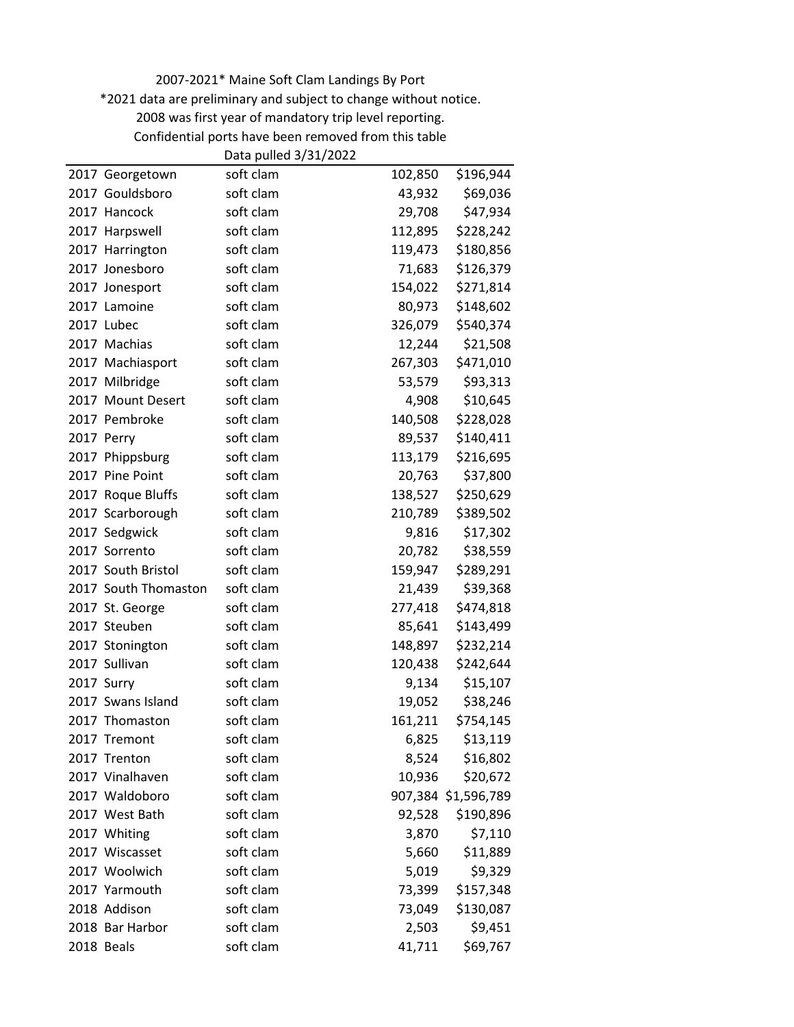2007-2021* Maine Soft Clam Landings By Port

*2021 data are preliminary and subject to change without notice.

2008 was first year of mandatory trip level reporting.

Confidential ports have been removed from this table

Data pulled 3/31/2022

| | | | | |
|---|---|---|---|---|
| 2017 | Georgetown | soft clam | 102,850 | $196,944 |
| 2017 | Gouldsboro | soft clam | 43,932 | $69,036 |
| 2017 | Hancock | soft clam | 29,708 | $47,934 |
| 2017 | Harpswell | soft clam | 112,895 | $228,242 |
| 2017 | Harrington | soft clam | 119,473 | $180,856 |
| 2017 | Jonesboro | soft clam | 71,683 | $126,379 |
| 2017 | Jonesport | soft clam | 154,022 | $271,814 |
| 2017 | Lamoine | soft clam | 80,973 | $148,602 |
| 2017 | Lubec | soft clam | 326,079 | $540,374 |
| 2017 | Machias | soft clam | 12,244 | $21,508 |
| 2017 | Machiasport | soft clam | 267,303 | $471,010 |
| 2017 | Milbridge | soft clam | 53,579 | $93,313 |
| 2017 | Mount Desert | soft clam | 4,908 | $10,645 |
| 2017 | Pembroke | soft clam | 140,508 | $228,028 |
| 2017 | Perry | soft clam | 89,537 | $140,411 |
| 2017 | Phippsburg | soft clam | 113,179 | $216,695 |
| 2017 | Pine Point | soft clam | 20,763 | $37,800 |
| 2017 | Roque Bluffs | soft clam | 138,527 | $250,629 |
| 2017 | Scarborough | soft clam | 210,789 | $389,502 |
| 2017 | Sedgwick | soft clam | 9,816 | $17,302 |
| 2017 | Sorrento | soft clam | 20,782 | $38,559 |
| 2017 | South Bristol | soft clam | 159,947 | $289,291 |
| 2017 | South Thomaston | soft clam | 21,439 | $39,368 |
| 2017 | St. George | soft clam | 277,418 | $474,818 |
| 2017 | Steuben | soft clam | 85,641 | $143,499 |
| 2017 | Stonington | soft clam | 148,897 | $232,214 |
| 2017 | Sullivan | soft clam | 120,438 | $242,644 |
| 2017 | Surry | soft clam | 9,134 | $15,107 |
| 2017 | Swans Island | soft clam | 19,052 | $38,246 |
| 2017 | Thomaston | soft clam | 161,211 | $754,145 |
| 2017 | Tremont | soft clam | 6,825 | $13,119 |
| 2017 | Trenton | soft clam | 8,524 | $16,802 |
| 2017 | Vinalhaven | soft clam | 10,936 | $20,672 |
| 2017 | Waldoboro | soft clam | 907,384 | $1,596,789 |
| 2017 | West Bath | soft clam | 92,528 | $190,896 |
| 2017 | Whiting | soft clam | 3,870 | $7,110 |
| 2017 | Wiscasset | soft clam | 5,660 | $11,889 |
| 2017 | Woolwich | soft clam | 5,019 | $9,329 |
| 2017 | Yarmouth | soft clam | 73,399 | $157,348 |
| 2018 | Addison | soft clam | 73,049 | $130,087 |
| 2018 | Bar Harbor | soft clam | 2,503 | $9,451 |
| 2018 | Beals | soft clam | 41,711 | $69,767 |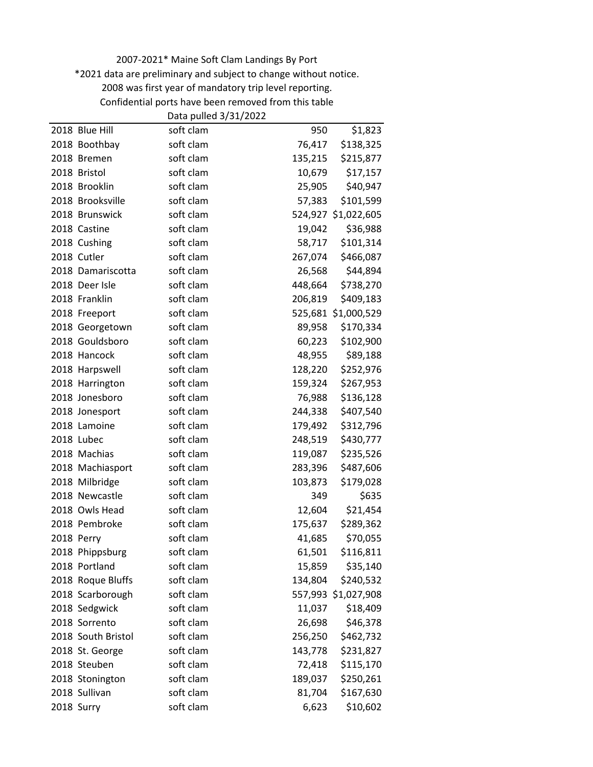2007-2021* Maine Soft Clam Landings By Port

*2021 data are preliminary and subject to change without notice.

2008 was first year of mandatory trip level reporting.

Confidential ports have been removed from this table

Data pulled 3/31/2022

| | | | | |
|---|---|---|---|---|
| 2018 | Blue Hill | soft clam | 950 | $1,823 |
| 2018 | Boothbay | soft clam | 76,417 | $138,325 |
| 2018 | Bremen | soft clam | 135,215 | $215,877 |
| 2018 | Bristol | soft clam | 10,679 | $17,157 |
| 2018 | Brooklin | soft clam | 25,905 | $40,947 |
| 2018 | Brooksville | soft clam | 57,383 | $101,599 |
| 2018 | Brunswick | soft clam | 524,927 | $1,022,605 |
| 2018 | Castine | soft clam | 19,042 | $36,988 |
| 2018 | Cushing | soft clam | 58,717 | $101,314 |
| 2018 | Cutler | soft clam | 267,074 | $466,087 |
| 2018 | Damariscotta | soft clam | 26,568 | $44,894 |
| 2018 | Deer Isle | soft clam | 448,664 | $738,270 |
| 2018 | Franklin | soft clam | 206,819 | $409,183 |
| 2018 | Freeport | soft clam | 525,681 | $1,000,529 |
| 2018 | Georgetown | soft clam | 89,958 | $170,334 |
| 2018 | Gouldsboro | soft clam | 60,223 | $102,900 |
| 2018 | Hancock | soft clam | 48,955 | $89,188 |
| 2018 | Harpswell | soft clam | 128,220 | $252,976 |
| 2018 | Harrington | soft clam | 159,324 | $267,953 |
| 2018 | Jonesboro | soft clam | 76,988 | $136,128 |
| 2018 | Jonesport | soft clam | 244,338 | $407,540 |
| 2018 | Lamoine | soft clam | 179,492 | $312,796 |
| 2018 | Lubec | soft clam | 248,519 | $430,777 |
| 2018 | Machias | soft clam | 119,087 | $235,526 |
| 2018 | Machiasport | soft clam | 283,396 | $487,606 |
| 2018 | Milbridge | soft clam | 103,873 | $179,028 |
| 2018 | Newcastle | soft clam | 349 | $635 |
| 2018 | Owls Head | soft clam | 12,604 | $21,454 |
| 2018 | Pembroke | soft clam | 175,637 | $289,362 |
| 2018 | Perry | soft clam | 41,685 | $70,055 |
| 2018 | Phippsburg | soft clam | 61,501 | $116,811 |
| 2018 | Portland | soft clam | 15,859 | $35,140 |
| 2018 | Roque Bluffs | soft clam | 134,804 | $240,532 |
| 2018 | Scarborough | soft clam | 557,993 | $1,027,908 |
| 2018 | Sedgwick | soft clam | 11,037 | $18,409 |
| 2018 | Sorrento | soft clam | 26,698 | $46,378 |
| 2018 | South Bristol | soft clam | 256,250 | $462,732 |
| 2018 | St. George | soft clam | 143,778 | $231,827 |
| 2018 | Steuben | soft clam | 72,418 | $115,170 |
| 2018 | Stonington | soft clam | 189,037 | $250,261 |
| 2018 | Sullivan | soft clam | 81,704 | $167,630 |
| 2018 | Surry | soft clam | 6,623 | $10,602 |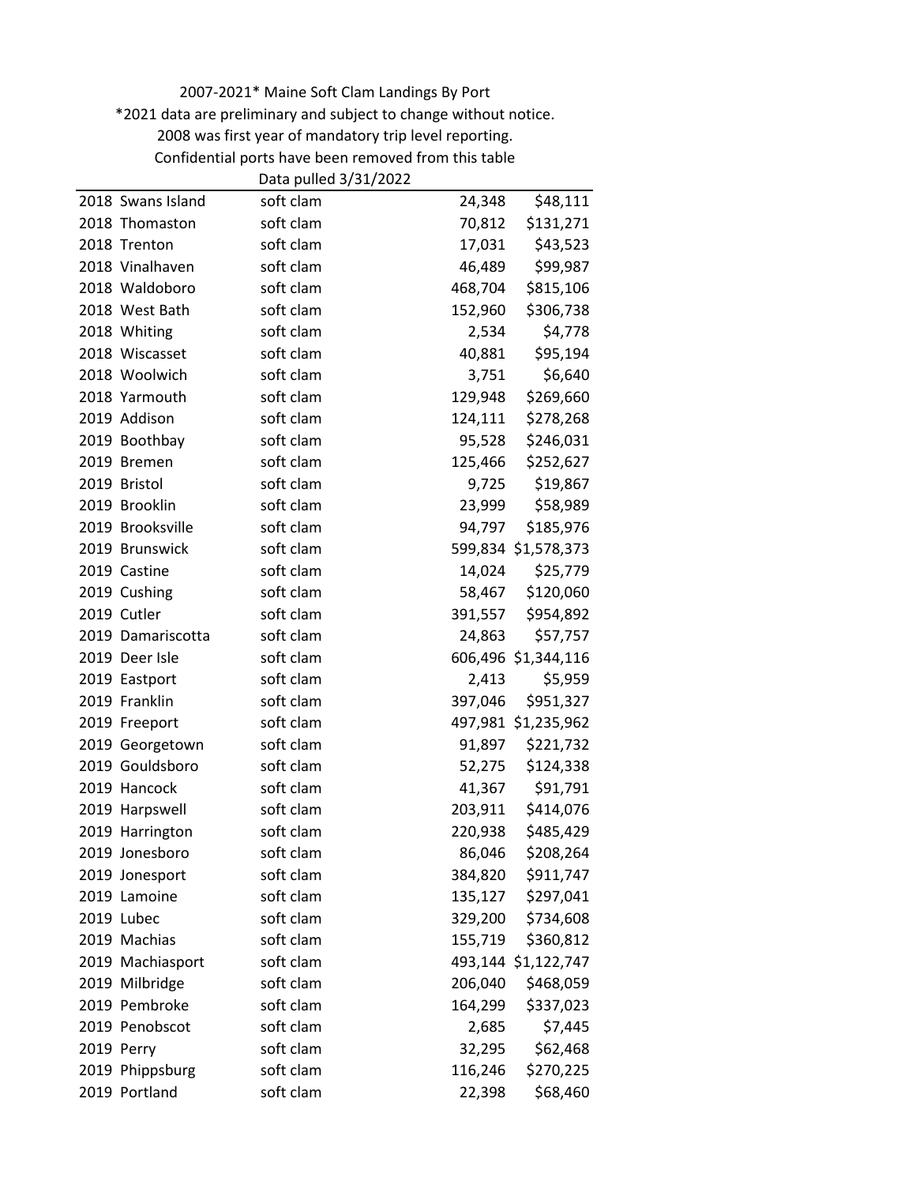2007-2021* Maine Soft Clam Landings By Port

*2021 data are preliminary and subject to change without notice.

2008 was first year of mandatory trip level reporting.

Confidential ports have been removed from this table

Data pulled 3/31/2022

| | | | | |
|---|---|---|---|---|
| 2018 | Swans Island | soft clam | 24,348 | $48,111 |
| 2018 | Thomaston | soft clam | 70,812 | $131,271 |
| 2018 | Trenton | soft clam | 17,031 | $43,523 |
| 2018 | Vinalhaven | soft clam | 46,489 | $99,987 |
| 2018 | Waldoboro | soft clam | 468,704 | $815,106 |
| 2018 | West Bath | soft clam | 152,960 | $306,738 |
| 2018 | Whiting | soft clam | 2,534 | $4,778 |
| 2018 | Wiscasset | soft clam | 40,881 | $95,194 |
| 2018 | Woolwich | soft clam | 3,751 | $6,640 |
| 2018 | Yarmouth | soft clam | 129,948 | $269,660 |
| 2019 | Addison | soft clam | 124,111 | $278,268 |
| 2019 | Boothbay | soft clam | 95,528 | $246,031 |
| 2019 | Bremen | soft clam | 125,466 | $252,627 |
| 2019 | Bristol | soft clam | 9,725 | $19,867 |
| 2019 | Brooklin | soft clam | 23,999 | $58,989 |
| 2019 | Brooksville | soft clam | 94,797 | $185,976 |
| 2019 | Brunswick | soft clam | 599,834 | $1,578,373 |
| 2019 | Castine | soft clam | 14,024 | $25,779 |
| 2019 | Cushing | soft clam | 58,467 | $120,060 |
| 2019 | Cutler | soft clam | 391,557 | $954,892 |
| 2019 | Damariscotta | soft clam | 24,863 | $57,757 |
| 2019 | Deer Isle | soft clam | 606,496 | $1,344,116 |
| 2019 | Eastport | soft clam | 2,413 | $5,959 |
| 2019 | Franklin | soft clam | 397,046 | $951,327 |
| 2019 | Freeport | soft clam | 497,981 | $1,235,962 |
| 2019 | Georgetown | soft clam | 91,897 | $221,732 |
| 2019 | Gouldsboro | soft clam | 52,275 | $124,338 |
| 2019 | Hancock | soft clam | 41,367 | $91,791 |
| 2019 | Harpswell | soft clam | 203,911 | $414,076 |
| 2019 | Harrington | soft clam | 220,938 | $485,429 |
| 2019 | Jonesboro | soft clam | 86,046 | $208,264 |
| 2019 | Jonesport | soft clam | 384,820 | $911,747 |
| 2019 | Lamoine | soft clam | 135,127 | $297,041 |
| 2019 | Lubec | soft clam | 329,200 | $734,608 |
| 2019 | Machias | soft clam | 155,719 | $360,812 |
| 2019 | Machiasport | soft clam | 493,144 | $1,122,747 |
| 2019 | Milbridge | soft clam | 206,040 | $468,059 |
| 2019 | Pembroke | soft clam | 164,299 | $337,023 |
| 2019 | Penobscot | soft clam | 2,685 | $7,445 |
| 2019 | Perry | soft clam | 32,295 | $62,468 |
| 2019 | Phippsburg | soft clam | 116,246 | $270,225 |
| 2019 | Portland | soft clam | 22,398 | $68,460 |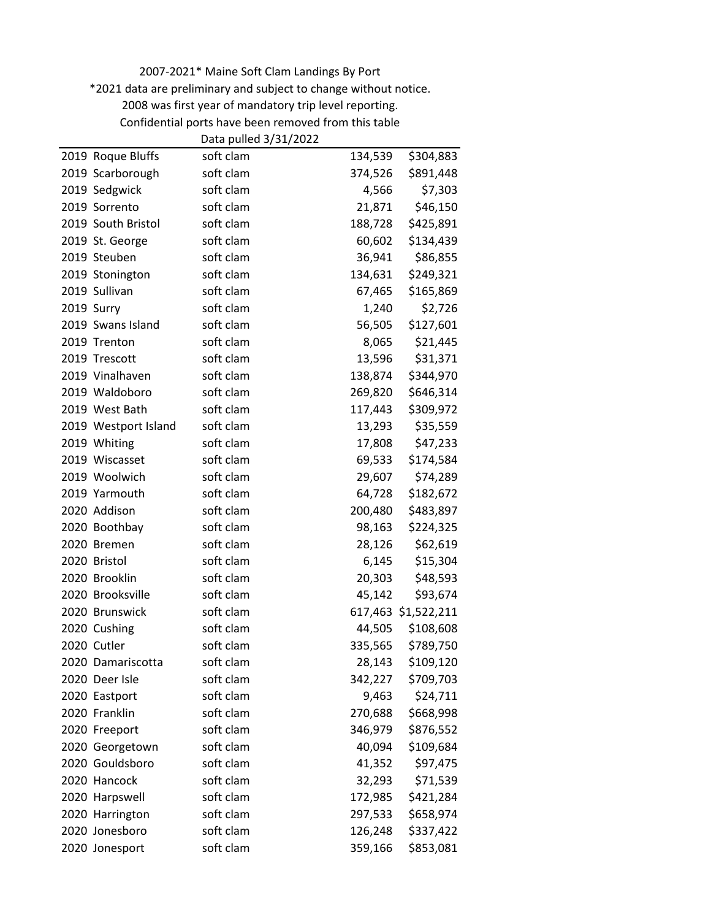2007-2021* Maine Soft Clam Landings By Port

*2021 data are preliminary and subject to change without notice.

2008 was first year of mandatory trip level reporting.

Confidential ports have been removed from this table

Data pulled 3/31/2022

| | | | | |
|---|---|---|---|---|
| 2019 | Roque Bluffs | soft clam | 134,539 | $304,883 |
| 2019 | Scarborough | soft clam | 374,526 | $891,448 |
| 2019 | Sedgwick | soft clam | 4,566 | $7,303 |
| 2019 | Sorrento | soft clam | 21,871 | $46,150 |
| 2019 | South Bristol | soft clam | 188,728 | $425,891 |
| 2019 | St. George | soft clam | 60,602 | $134,439 |
| 2019 | Steuben | soft clam | 36,941 | $86,855 |
| 2019 | Stonington | soft clam | 134,631 | $249,321 |
| 2019 | Sullivan | soft clam | 67,465 | $165,869 |
| 2019 | Surry | soft clam | 1,240 | $2,726 |
| 2019 | Swans Island | soft clam | 56,505 | $127,601 |
| 2019 | Trenton | soft clam | 8,065 | $21,445 |
| 2019 | Trescott | soft clam | 13,596 | $31,371 |
| 2019 | Vinalhaven | soft clam | 138,874 | $344,970 |
| 2019 | Waldoboro | soft clam | 269,820 | $646,314 |
| 2019 | West Bath | soft clam | 117,443 | $309,972 |
| 2019 | Westport Island | soft clam | 13,293 | $35,559 |
| 2019 | Whiting | soft clam | 17,808 | $47,233 |
| 2019 | Wiscasset | soft clam | 69,533 | $174,584 |
| 2019 | Woolwich | soft clam | 29,607 | $74,289 |
| 2019 | Yarmouth | soft clam | 64,728 | $182,672 |
| 2020 | Addison | soft clam | 200,480 | $483,897 |
| 2020 | Boothbay | soft clam | 98,163 | $224,325 |
| 2020 | Bremen | soft clam | 28,126 | $62,619 |
| 2020 | Bristol | soft clam | 6,145 | $15,304 |
| 2020 | Brooklin | soft clam | 20,303 | $48,593 |
| 2020 | Brooksville | soft clam | 45,142 | $93,674 |
| 2020 | Brunswick | soft clam | 617,463 | $1,522,211 |
| 2020 | Cushing | soft clam | 44,505 | $108,608 |
| 2020 | Cutler | soft clam | 335,565 | $789,750 |
| 2020 | Damariscotta | soft clam | 28,143 | $109,120 |
| 2020 | Deer Isle | soft clam | 342,227 | $709,703 |
| 2020 | Eastport | soft clam | 9,463 | $24,711 |
| 2020 | Franklin | soft clam | 270,688 | $668,998 |
| 2020 | Freeport | soft clam | 346,979 | $876,552 |
| 2020 | Georgetown | soft clam | 40,094 | $109,684 |
| 2020 | Gouldsboro | soft clam | 41,352 | $97,475 |
| 2020 | Hancock | soft clam | 32,293 | $71,539 |
| 2020 | Harpswell | soft clam | 172,985 | $421,284 |
| 2020 | Harrington | soft clam | 297,533 | $658,974 |
| 2020 | Jonesboro | soft clam | 126,248 | $337,422 |
| 2020 | Jonesport | soft clam | 359,166 | $853,081 |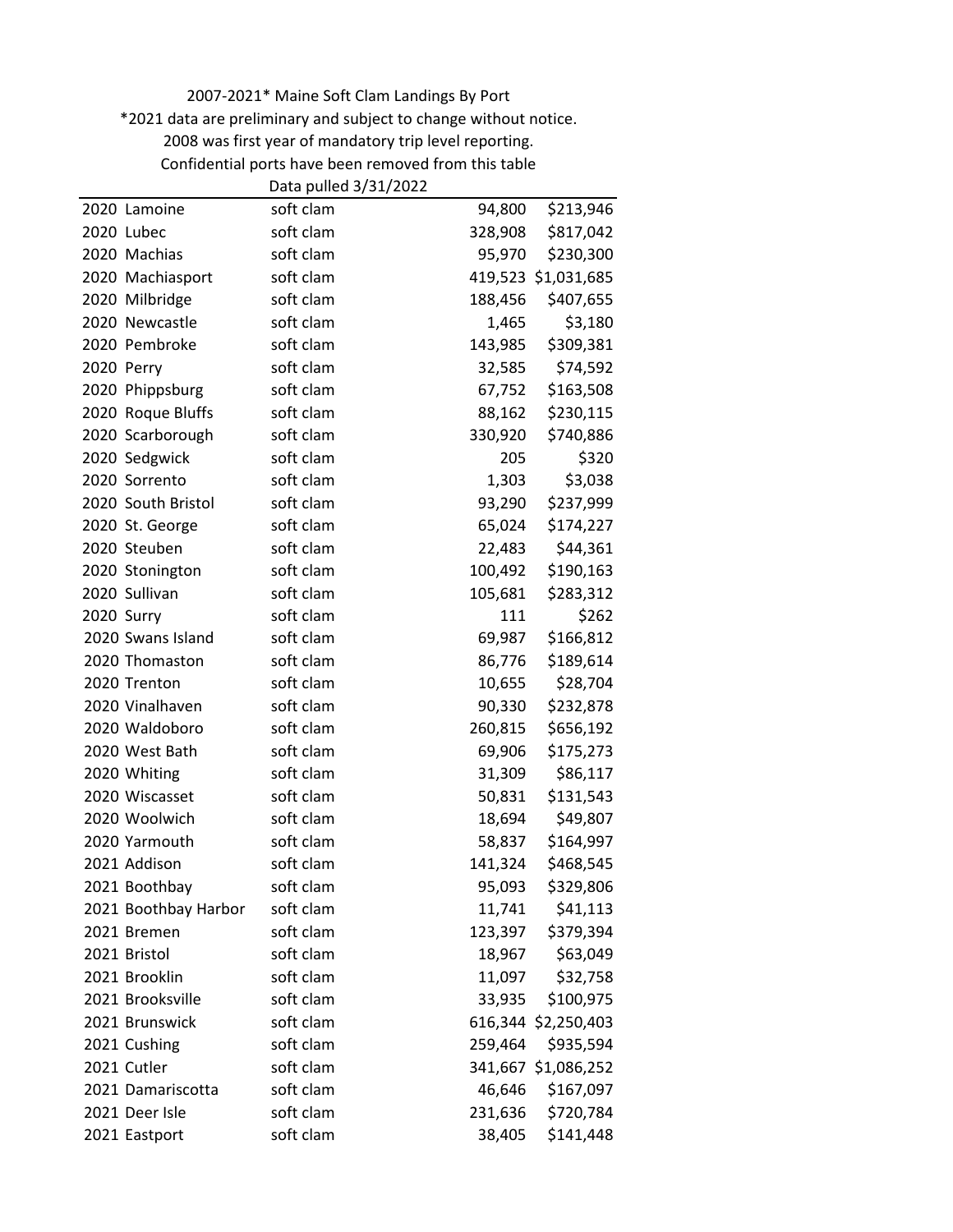2007-2021* Maine Soft Clam Landings By Port

*2021 data are preliminary and subject to change without notice.

2008 was first year of mandatory trip level reporting.

Confidential ports have been removed from this table

Data pulled 3/31/2022

| | | | | |
|---|---|---|---|---|
| 2020 | Lamoine | soft clam | 94,800 | $213,946 |
| 2020 | Lubec | soft clam | 328,908 | $817,042 |
| 2020 | Machias | soft clam | 95,970 | $230,300 |
| 2020 | Machiasport | soft clam | 419,523 | $1,031,685 |
| 2020 | Milbridge | soft clam | 188,456 | $407,655 |
| 2020 | Newcastle | soft clam | 1,465 | $3,180 |
| 2020 | Pembroke | soft clam | 143,985 | $309,381 |
| 2020 | Perry | soft clam | 32,585 | $74,592 |
| 2020 | Phippsburg | soft clam | 67,752 | $163,508 |
| 2020 | Roque Bluffs | soft clam | 88,162 | $230,115 |
| 2020 | Scarborough | soft clam | 330,920 | $740,886 |
| 2020 | Sedgwick | soft clam | 205 | $320 |
| 2020 | Sorrento | soft clam | 1,303 | $3,038 |
| 2020 | South Bristol | soft clam | 93,290 | $237,999 |
| 2020 | St. George | soft clam | 65,024 | $174,227 |
| 2020 | Steuben | soft clam | 22,483 | $44,361 |
| 2020 | Stonington | soft clam | 100,492 | $190,163 |
| 2020 | Sullivan | soft clam | 105,681 | $283,312 |
| 2020 | Surry | soft clam | 111 | $262 |
| 2020 | Swans Island | soft clam | 69,987 | $166,812 |
| 2020 | Thomaston | soft clam | 86,776 | $189,614 |
| 2020 | Trenton | soft clam | 10,655 | $28,704 |
| 2020 | Vinalhaven | soft clam | 90,330 | $232,878 |
| 2020 | Waldoboro | soft clam | 260,815 | $656,192 |
| 2020 | West Bath | soft clam | 69,906 | $175,273 |
| 2020 | Whiting | soft clam | 31,309 | $86,117 |
| 2020 | Wiscasset | soft clam | 50,831 | $131,543 |
| 2020 | Woolwich | soft clam | 18,694 | $49,807 |
| 2020 | Yarmouth | soft clam | 58,837 | $164,997 |
| 2021 | Addison | soft clam | 141,324 | $468,545 |
| 2021 | Boothbay | soft clam | 95,093 | $329,806 |
| 2021 | Boothbay Harbor | soft clam | 11,741 | $41,113 |
| 2021 | Bremen | soft clam | 123,397 | $379,394 |
| 2021 | Bristol | soft clam | 18,967 | $63,049 |
| 2021 | Brooklin | soft clam | 11,097 | $32,758 |
| 2021 | Brooksville | soft clam | 33,935 | $100,975 |
| 2021 | Brunswick | soft clam | 616,344 | $2,250,403 |
| 2021 | Cushing | soft clam | 259,464 | $935,594 |
| 2021 | Cutler | soft clam | 341,667 | $1,086,252 |
| 2021 | Damariscotta | soft clam | 46,646 | $167,097 |
| 2021 | Deer Isle | soft clam | 231,636 | $720,784 |
| 2021 | Eastport | soft clam | 38,405 | $141,448 |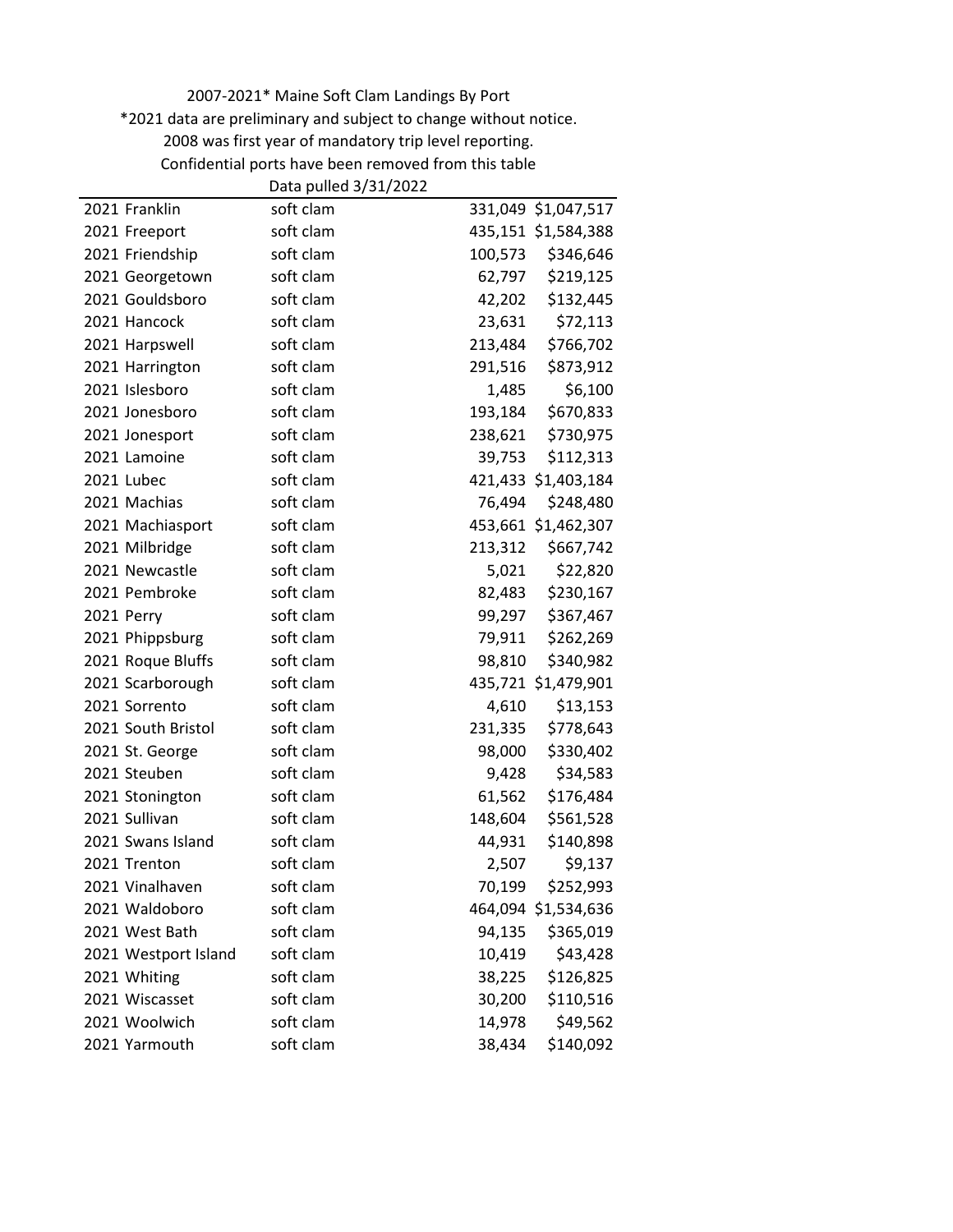2007-2021* Maine Soft Clam Landings By Port

*2021 data are preliminary and subject to change without notice.

2008 was first year of mandatory trip level reporting.

Confidential ports have been removed from this table

Data pulled 3/31/2022

| | | | | |
|---|---|---|---|---|
| 2021 | Franklin | soft clam | 331,049 | $1,047,517 |
| 2021 | Freeport | soft clam | 435,151 | $1,584,388 |
| 2021 | Friendship | soft clam | 100,573 | $346,646 |
| 2021 | Georgetown | soft clam | 62,797 | $219,125 |
| 2021 | Gouldsboro | soft clam | 42,202 | $132,445 |
| 2021 | Hancock | soft clam | 23,631 | $72,113 |
| 2021 | Harpswell | soft clam | 213,484 | $766,702 |
| 2021 | Harrington | soft clam | 291,516 | $873,912 |
| 2021 | Islesboro | soft clam | 1,485 | $6,100 |
| 2021 | Jonesboro | soft clam | 193,184 | $670,833 |
| 2021 | Jonesport | soft clam | 238,621 | $730,975 |
| 2021 | Lamoine | soft clam | 39,753 | $112,313 |
| 2021 | Lubec | soft clam | 421,433 | $1,403,184 |
| 2021 | Machias | soft clam | 76,494 | $248,480 |
| 2021 | Machiasport | soft clam | 453,661 | $1,462,307 |
| 2021 | Milbridge | soft clam | 213,312 | $667,742 |
| 2021 | Newcastle | soft clam | 5,021 | $22,820 |
| 2021 | Pembroke | soft clam | 82,483 | $230,167 |
| 2021 | Perry | soft clam | 99,297 | $367,467 |
| 2021 | Phippsburg | soft clam | 79,911 | $262,269 |
| 2021 | Roque Bluffs | soft clam | 98,810 | $340,982 |
| 2021 | Scarborough | soft clam | 435,721 | $1,479,901 |
| 2021 | Sorrento | soft clam | 4,610 | $13,153 |
| 2021 | South Bristol | soft clam | 231,335 | $778,643 |
| 2021 | St. George | soft clam | 98,000 | $330,402 |
| 2021 | Steuben | soft clam | 9,428 | $34,583 |
| 2021 | Stonington | soft clam | 61,562 | $176,484 |
| 2021 | Sullivan | soft clam | 148,604 | $561,528 |
| 2021 | Swans Island | soft clam | 44,931 | $140,898 |
| 2021 | Trenton | soft clam | 2,507 | $9,137 |
| 2021 | Vinalhaven | soft clam | 70,199 | $252,993 |
| 2021 | Waldoboro | soft clam | 464,094 | $1,534,636 |
| 2021 | West Bath | soft clam | 94,135 | $365,019 |
| 2021 | Westport Island | soft clam | 10,419 | $43,428 |
| 2021 | Whiting | soft clam | 38,225 | $126,825 |
| 2021 | Wiscasset | soft clam | 30,200 | $110,516 |
| 2021 | Woolwich | soft clam | 14,978 | $49,562 |
| 2021 | Yarmouth | soft clam | 38,434 | $140,092 |